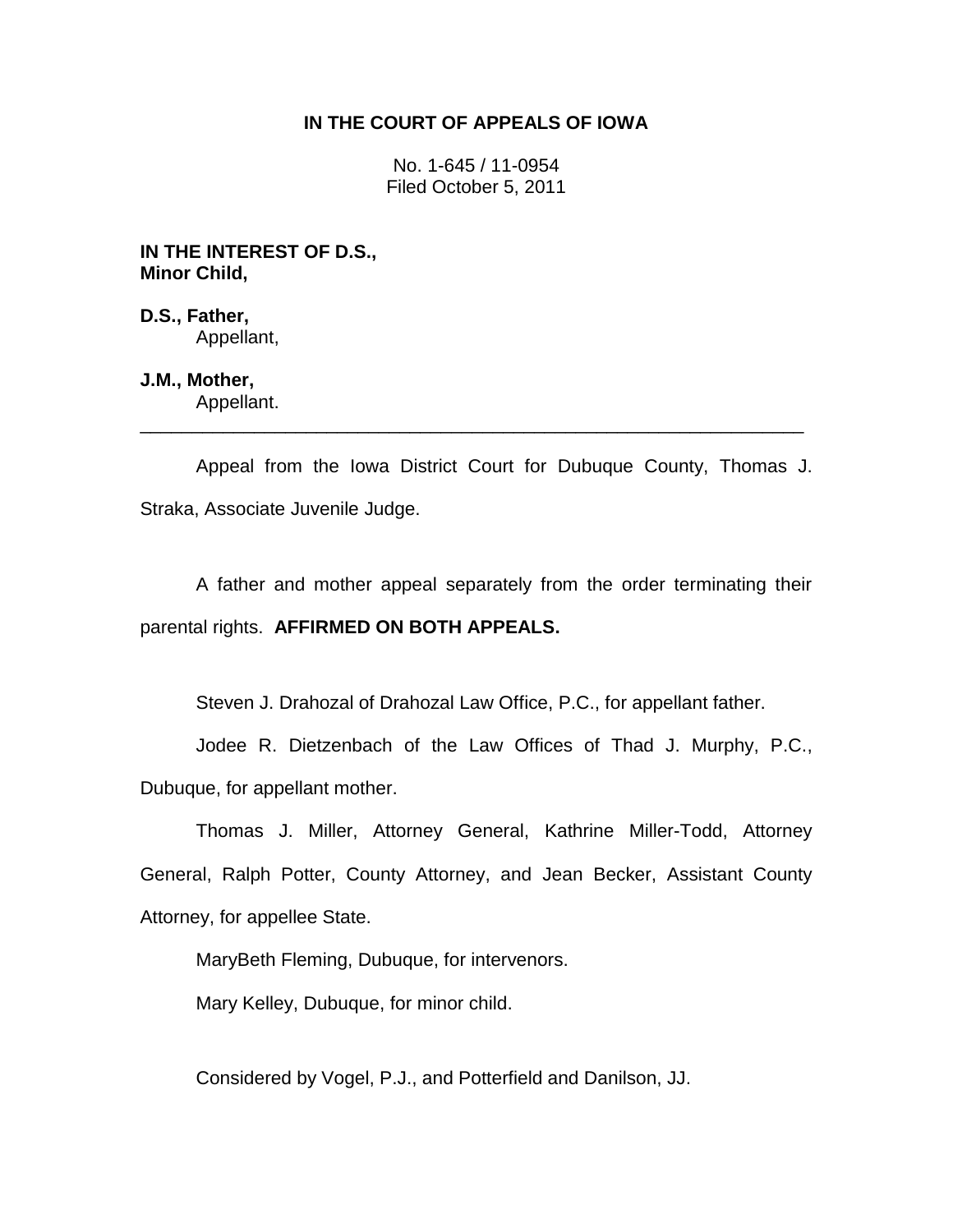**IN THE COURT OF APPEALS OF IOWA**

No. 1-645 / 11-0954
Filed October 5, 2011

**IN THE INTEREST OF D.S., Minor Child,**

**D.S., Father,**
Appellant,

**J.M., Mother,**
Appellant.

---

Appeal from the Iowa District Court for Dubuque County, Thomas J. Straka, Associate Juvenile Judge.

A father and mother appeal separately from the order terminating their parental rights. **AFFIRMED ON BOTH APPEALS.**

Steven J. Drahozal of Drahozal Law Office, P.C., for appellant father.

Jodee R. Dietzenbach of the Law Offices of Thad J. Murphy, P.C., Dubuque, for appellant mother.

Thomas J. Miller, Attorney General, Kathrine Miller-Todd, Attorney General, Ralph Potter, County Attorney, and Jean Becker, Assistant County Attorney, for appellee State.

MaryBeth Fleming, Dubuque, for intervenors.

Mary Kelley, Dubuque, for minor child.

Considered by Vogel, P.J., and Potterfield and Danilson, JJ.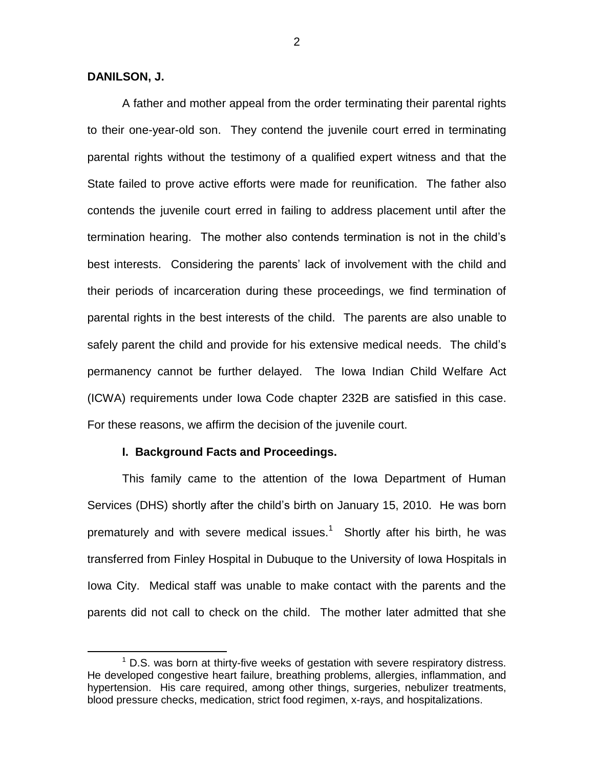**DANILSON, J.**

A father and mother appeal from the order terminating their parental rights to their one-year-old son. They contend the juvenile court erred in terminating parental rights without the testimony of a qualified expert witness and that the State failed to prove active efforts were made for reunification. The father also contends the juvenile court erred in failing to address placement until after the termination hearing. The mother also contends termination is not in the child's best interests. Considering the parents' lack of involvement with the child and their periods of incarceration during these proceedings, we find termination of parental rights in the best interests of the child. The parents are also unable to safely parent the child and provide for his extensive medical needs. The child's permanency cannot be further delayed. The Iowa Indian Child Welfare Act (ICWA) requirements under Iowa Code chapter 232B are satisfied in this case. For these reasons, we affirm the decision of the juvenile court.

**I. Background Facts and Proceedings.**

This family came to the attention of the Iowa Department of Human Services (DHS) shortly after the child's birth on January 15, 2010. He was born prematurely and with severe medical issues.[1] Shortly after his birth, he was transferred from Finley Hospital in Dubuque to the University of Iowa Hospitals in Iowa City. Medical staff was unable to make contact with the parents and the parents did not call to check on the child. The mother later admitted that she

[1] D.S. was born at thirty-five weeks of gestation with severe respiratory distress. He developed congestive heart failure, breathing problems, allergies, inflammation, and hypertension. His care required, among other things, surgeries, nebulizer treatments, blood pressure checks, medication, strict food regimen, x-rays, and hospitalizations.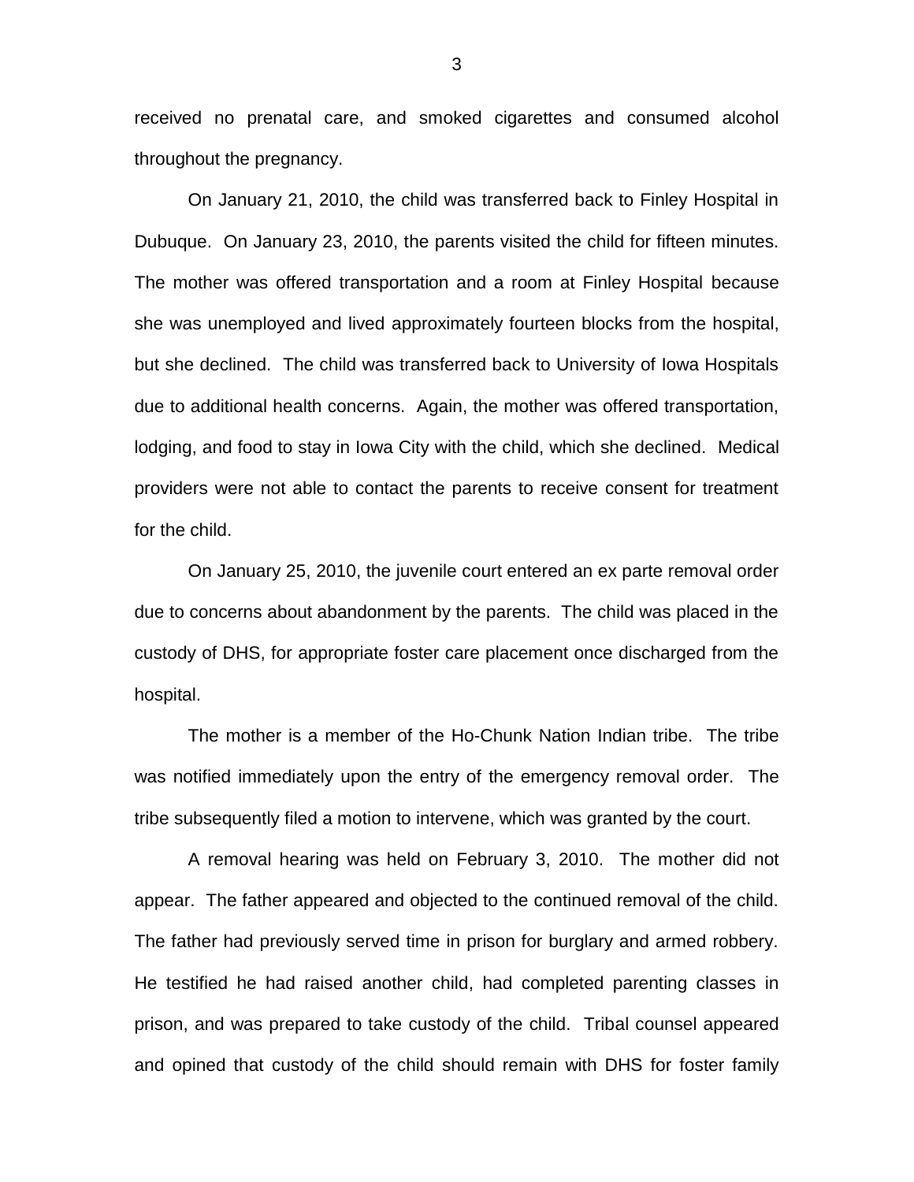received no prenatal care, and smoked cigarettes and consumed alcohol throughout the pregnancy.

On January 21, 2010, the child was transferred back to Finley Hospital in Dubuque. On January 23, 2010, the parents visited the child for fifteen minutes. The mother was offered transportation and a room at Finley Hospital because she was unemployed and lived approximately fourteen blocks from the hospital, but she declined. The child was transferred back to University of Iowa Hospitals due to additional health concerns. Again, the mother was offered transportation, lodging, and food to stay in Iowa City with the child, which she declined. Medical providers were not able to contact the parents to receive consent for treatment for the child.

On January 25, 2010, the juvenile court entered an ex parte removal order due to concerns about abandonment by the parents. The child was placed in the custody of DHS, for appropriate foster care placement once discharged from the hospital.

The mother is a member of the Ho-Chunk Nation Indian tribe. The tribe was notified immediately upon the entry of the emergency removal order. The tribe subsequently filed a motion to intervene, which was granted by the court.

A removal hearing was held on February 3, 2010. The mother did not appear. The father appeared and objected to the continued removal of the child. The father had previously served time in prison for burglary and armed robbery. He testified he had raised another child, had completed parenting classes in prison, and was prepared to take custody of the child. Tribal counsel appeared and opined that custody of the child should remain with DHS for foster family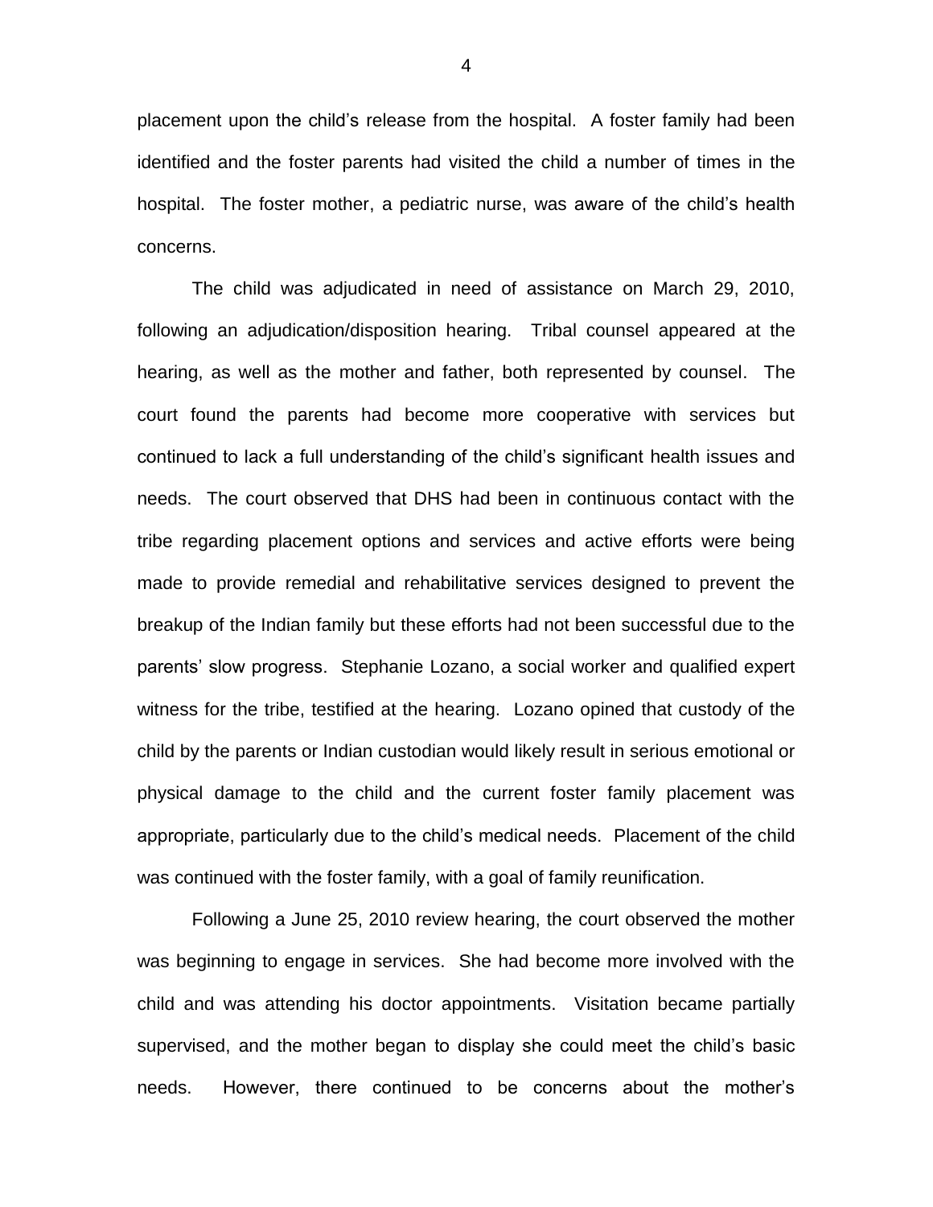placement upon the child's release from the hospital. A foster family had been identified and the foster parents had visited the child a number of times in the hospital. The foster mother, a pediatric nurse, was aware of the child's health concerns.

The child was adjudicated in need of assistance on March 29, 2010, following an adjudication/disposition hearing. Tribal counsel appeared at the hearing, as well as the mother and father, both represented by counsel. The court found the parents had become more cooperative with services but continued to lack a full understanding of the child's significant health issues and needs. The court observed that DHS had been in continuous contact with the tribe regarding placement options and services and active efforts were being made to provide remedial and rehabilitative services designed to prevent the breakup of the Indian family but these efforts had not been successful due to the parents' slow progress. Stephanie Lozano, a social worker and qualified expert witness for the tribe, testified at the hearing. Lozano opined that custody of the child by the parents or Indian custodian would likely result in serious emotional or physical damage to the child and the current foster family placement was appropriate, particularly due to the child's medical needs. Placement of the child was continued with the foster family, with a goal of family reunification.

Following a June 25, 2010 review hearing, the court observed the mother was beginning to engage in services. She had become more involved with the child and was attending his doctor appointments. Visitation became partially supervised, and the mother began to display she could meet the child's basic needs. However, there continued to be concerns about the mother's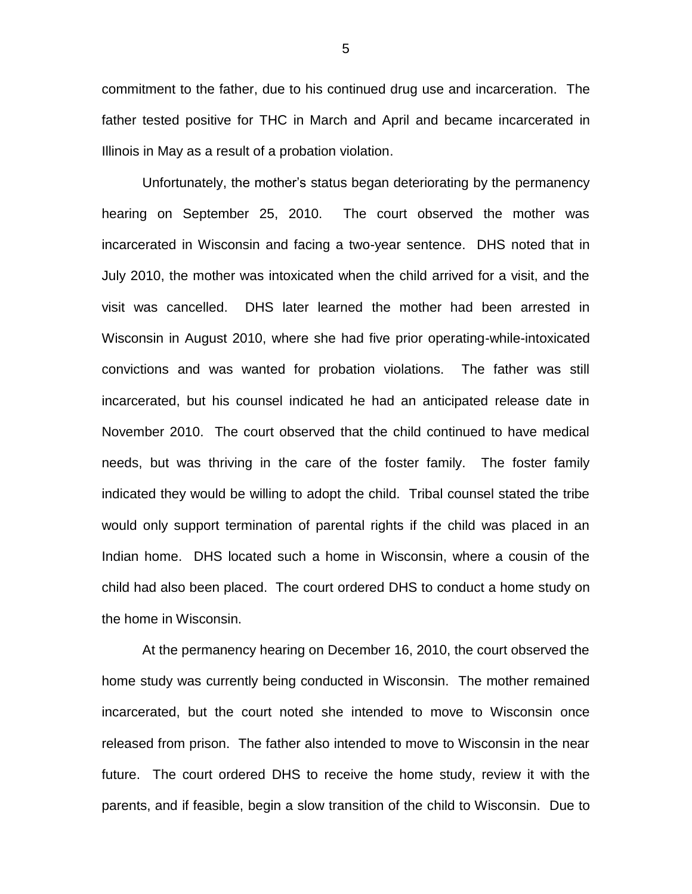commitment to the father, due to his continued drug use and incarceration. The father tested positive for THC in March and April and became incarcerated in Illinois in May as a result of a probation violation.

Unfortunately, the mother's status began deteriorating by the permanency hearing on September 25, 2010. The court observed the mother was incarcerated in Wisconsin and facing a two-year sentence. DHS noted that in July 2010, the mother was intoxicated when the child arrived for a visit, and the visit was cancelled. DHS later learned the mother had been arrested in Wisconsin in August 2010, where she had five prior operating-while-intoxicated convictions and was wanted for probation violations. The father was still incarcerated, but his counsel indicated he had an anticipated release date in November 2010. The court observed that the child continued to have medical needs, but was thriving in the care of the foster family. The foster family indicated they would be willing to adopt the child. Tribal counsel stated the tribe would only support termination of parental rights if the child was placed in an Indian home. DHS located such a home in Wisconsin, where a cousin of the child had also been placed. The court ordered DHS to conduct a home study on the home in Wisconsin.

At the permanency hearing on December 16, 2010, the court observed the home study was currently being conducted in Wisconsin. The mother remained incarcerated, but the court noted she intended to move to Wisconsin once released from prison. The father also intended to move to Wisconsin in the near future. The court ordered DHS to receive the home study, review it with the parents, and if feasible, begin a slow transition of the child to Wisconsin. Due to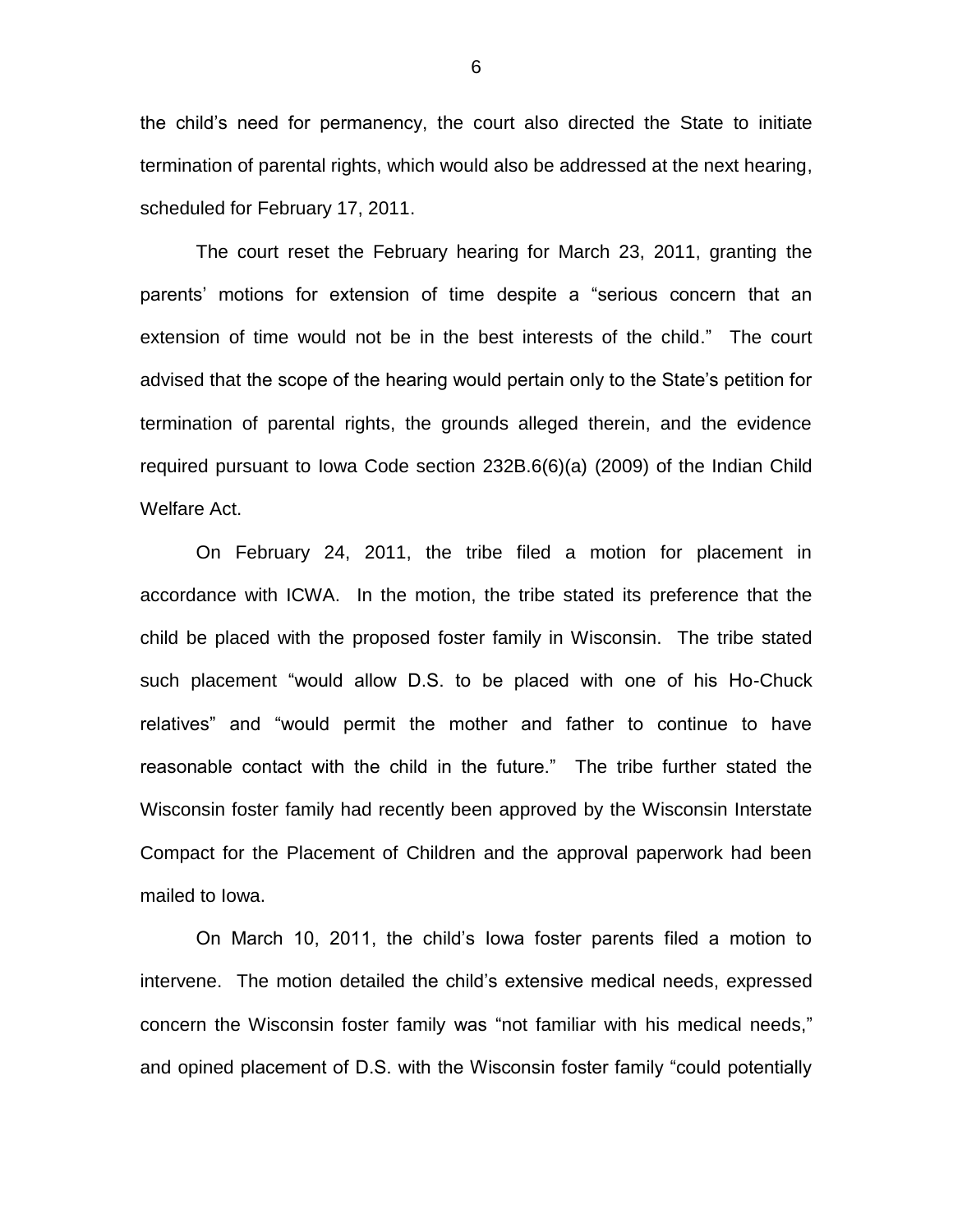the child's need for permanency, the court also directed the State to initiate termination of parental rights, which would also be addressed at the next hearing, scheduled for February 17, 2011.

The court reset the February hearing for March 23, 2011, granting the parents' motions for extension of time despite a "serious concern that an extension of time would not be in the best interests of the child." The court advised that the scope of the hearing would pertain only to the State's petition for termination of parental rights, the grounds alleged therein, and the evidence required pursuant to Iowa Code section 232B.6(6)(a) (2009) of the Indian Child Welfare Act.

On February 24, 2011, the tribe filed a motion for placement in accordance with ICWA. In the motion, the tribe stated its preference that the child be placed with the proposed foster family in Wisconsin. The tribe stated such placement "would allow D.S. to be placed with one of his Ho-Chuck relatives" and "would permit the mother and father to continue to have reasonable contact with the child in the future." The tribe further stated the Wisconsin foster family had recently been approved by the Wisconsin Interstate Compact for the Placement of Children and the approval paperwork had been mailed to Iowa.

On March 10, 2011, the child's Iowa foster parents filed a motion to intervene. The motion detailed the child's extensive medical needs, expressed concern the Wisconsin foster family was "not familiar with his medical needs," and opined placement of D.S. with the Wisconsin foster family "could potentially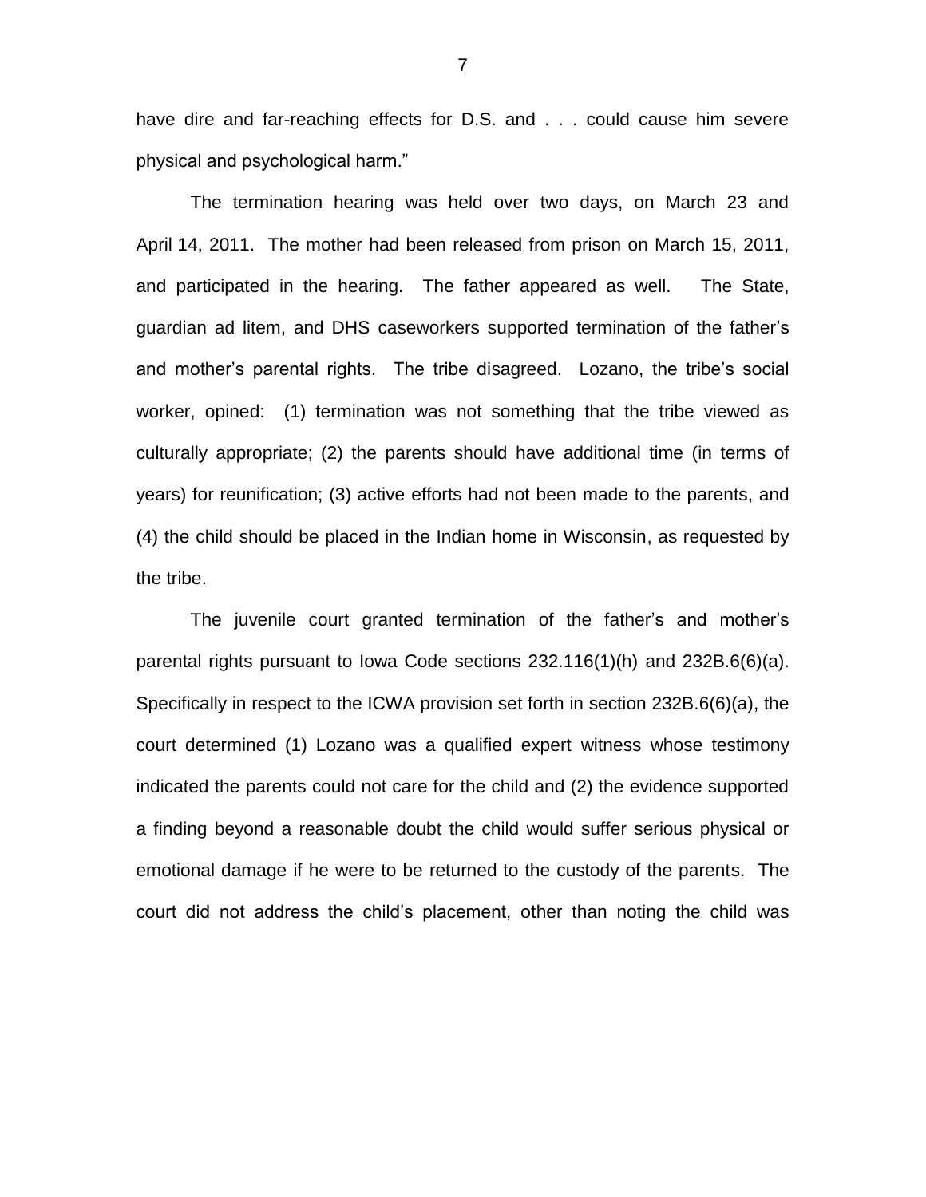have dire and far-reaching effects for D.S. and . . . could cause him severe physical and psychological harm."

The termination hearing was held over two days, on March 23 and April 14, 2011. The mother had been released from prison on March 15, 2011, and participated in the hearing. The father appeared as well. The State, guardian ad litem, and DHS caseworkers supported termination of the father's and mother's parental rights. The tribe disagreed. Lozano, the tribe's social worker, opined: (1) termination was not something that the tribe viewed as culturally appropriate; (2) the parents should have additional time (in terms of years) for reunification; (3) active efforts had not been made to the parents, and (4) the child should be placed in the Indian home in Wisconsin, as requested by the tribe.

The juvenile court granted termination of the father's and mother's parental rights pursuant to Iowa Code sections 232.116(1)(h) and 232B.6(6)(a). Specifically in respect to the ICWA provision set forth in section 232B.6(6)(a), the court determined (1) Lozano was a qualified expert witness whose testimony indicated the parents could not care for the child and (2) the evidence supported a finding beyond a reasonable doubt the child would suffer serious physical or emotional damage if he were to be returned to the custody of the parents. The court did not address the child's placement, other than noting the child was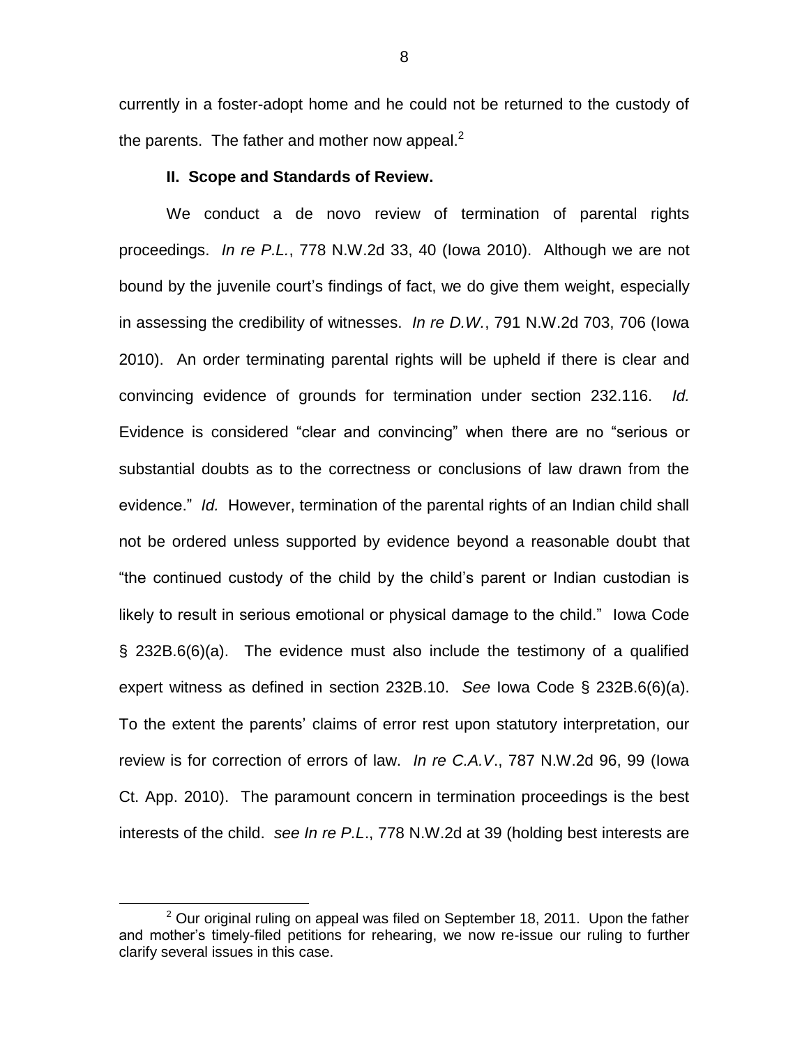currently in a foster-adopt home and he could not be returned to the custody of the parents. The father and mother now appeal.[2]

**II. Scope and Standards of Review.**

We conduct a de novo review of termination of parental rights proceedings. *In re P.L.*, 778 N.W.2d 33, 40 (Iowa 2010). Although we are not bound by the juvenile court's findings of fact, we do give them weight, especially in assessing the credibility of witnesses. *In re D.W.*, 791 N.W.2d 703, 706 (Iowa 2010). An order terminating parental rights will be upheld if there is clear and convincing evidence of grounds for termination under section 232.116. *Id.* Evidence is considered "clear and convincing" when there are no "serious or substantial doubts as to the correctness or conclusions of law drawn from the evidence." *Id.* However, termination of the parental rights of an Indian child shall not be ordered unless supported by evidence beyond a reasonable doubt that "the continued custody of the child by the child's parent or Indian custodian is likely to result in serious emotional or physical damage to the child." Iowa Code § 232B.6(6)(a). The evidence must also include the testimony of a qualified expert witness as defined in section 232B.10. *See* Iowa Code § 232B.6(6)(a). To the extent the parents' claims of error rest upon statutory interpretation, our review is for correction of errors of law. *In re C.A.V*., 787 N.W.2d 96, 99 (Iowa Ct. App. 2010). The paramount concern in termination proceedings is the best interests of the child. *see In re P.L*., 778 N.W.2d at 39 (holding best interests are

[2] Our original ruling on appeal was filed on September 18, 2011. Upon the father and mother's timely-filed petitions for rehearing, we now re-issue our ruling to further clarify several issues in this case.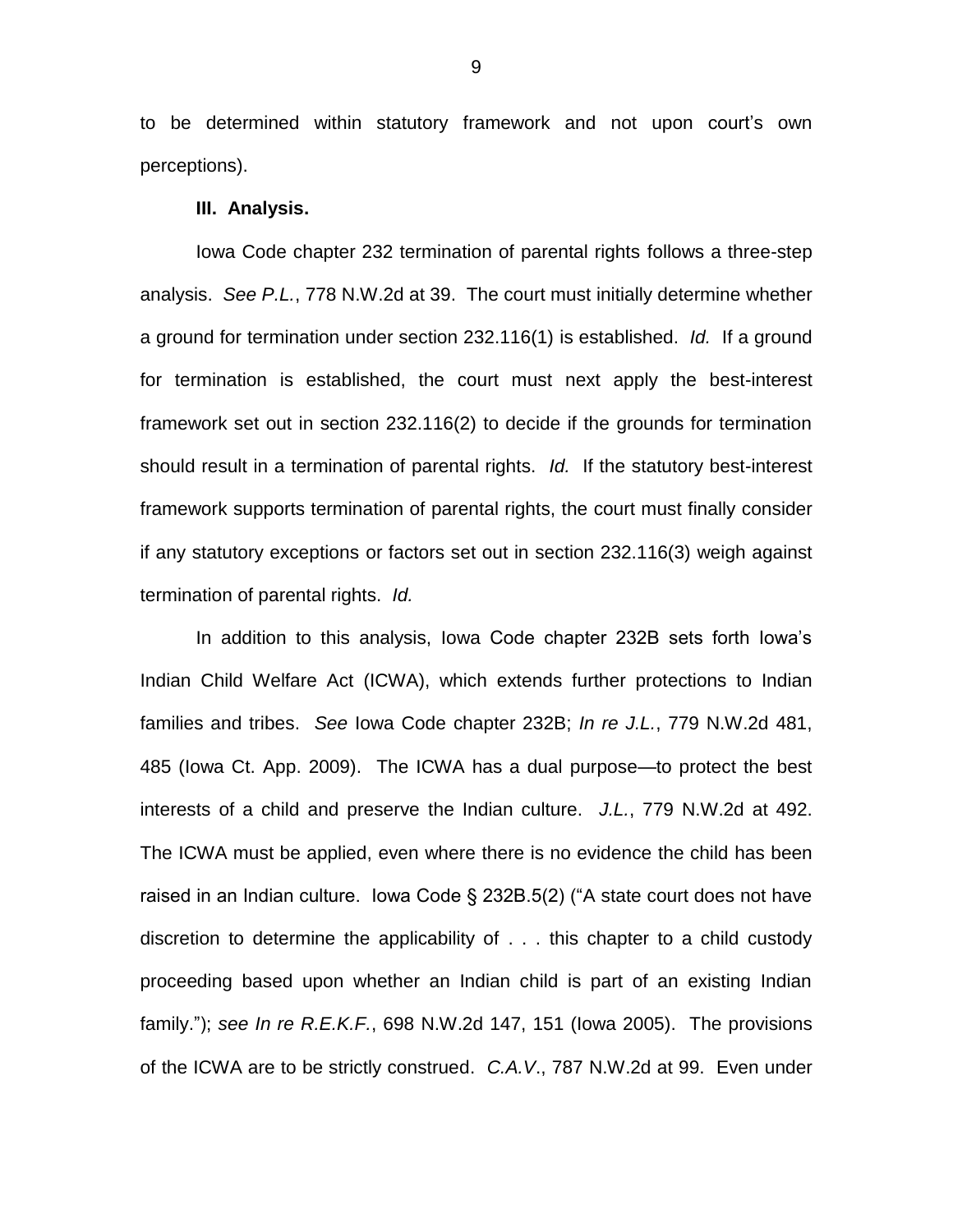to be determined within statutory framework and not upon court's own perceptions).

**III. Analysis.**

Iowa Code chapter 232 termination of parental rights follows a three-step analysis. *See P.L.*, 778 N.W.2d at 39. The court must initially determine whether a ground for termination under section 232.116(1) is established. *Id.* If a ground for termination is established, the court must next apply the best-interest framework set out in section 232.116(2) to decide if the grounds for termination should result in a termination of parental rights. *Id.* If the statutory best-interest framework supports termination of parental rights, the court must finally consider if any statutory exceptions or factors set out in section 232.116(3) weigh against termination of parental rights. *Id.*

In addition to this analysis, Iowa Code chapter 232B sets forth Iowa's Indian Child Welfare Act (ICWA), which extends further protections to Indian families and tribes. *See* Iowa Code chapter 232B; *In re J.L.*, 779 N.W.2d 481, 485 (Iowa Ct. App. 2009). The ICWA has a dual purpose—to protect the best interests of a child and preserve the Indian culture. *J.L.*, 779 N.W.2d at 492. The ICWA must be applied, even where there is no evidence the child has been raised in an Indian culture. Iowa Code § 232B.5(2) ("A state court does not have discretion to determine the applicability of . . . this chapter to a child custody proceeding based upon whether an Indian child is part of an existing Indian family."); *see In re R.E.K.F.*, 698 N.W.2d 147, 151 (Iowa 2005). The provisions of the ICWA are to be strictly construed. *C.A.V.*, 787 N.W.2d at 99. Even under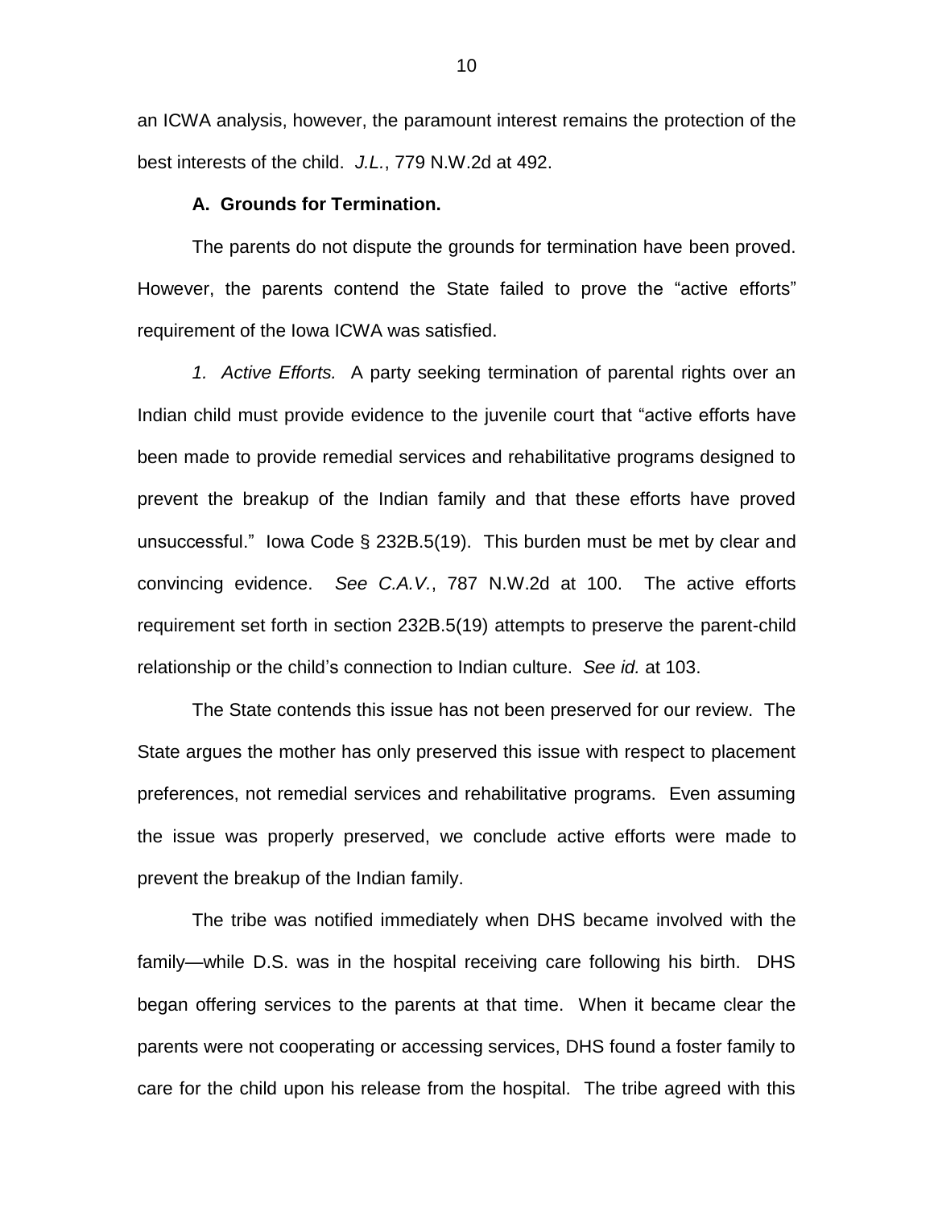an ICWA analysis, however, the paramount interest remains the protection of the best interests of the child. *J.L.*, 779 N.W.2d at 492.

**A. Grounds for Termination.**

The parents do not dispute the grounds for termination have been proved. However, the parents contend the State failed to prove the "active efforts" requirement of the Iowa ICWA was satisfied.

*1. Active Efforts.* A party seeking termination of parental rights over an Indian child must provide evidence to the juvenile court that "active efforts have been made to provide remedial services and rehabilitative programs designed to prevent the breakup of the Indian family and that these efforts have proved unsuccessful." Iowa Code § 232B.5(19). This burden must be met by clear and convincing evidence. *See C.A.V.*, 787 N.W.2d at 100. The active efforts requirement set forth in section 232B.5(19) attempts to preserve the parent-child relationship or the child's connection to Indian culture. *See id.* at 103.

The State contends this issue has not been preserved for our review. The State argues the mother has only preserved this issue with respect to placement preferences, not remedial services and rehabilitative programs. Even assuming the issue was properly preserved, we conclude active efforts were made to prevent the breakup of the Indian family.

The tribe was notified immediately when DHS became involved with the family—while D.S. was in the hospital receiving care following his birth. DHS began offering services to the parents at that time. When it became clear the parents were not cooperating or accessing services, DHS found a foster family to care for the child upon his release from the hospital. The tribe agreed with this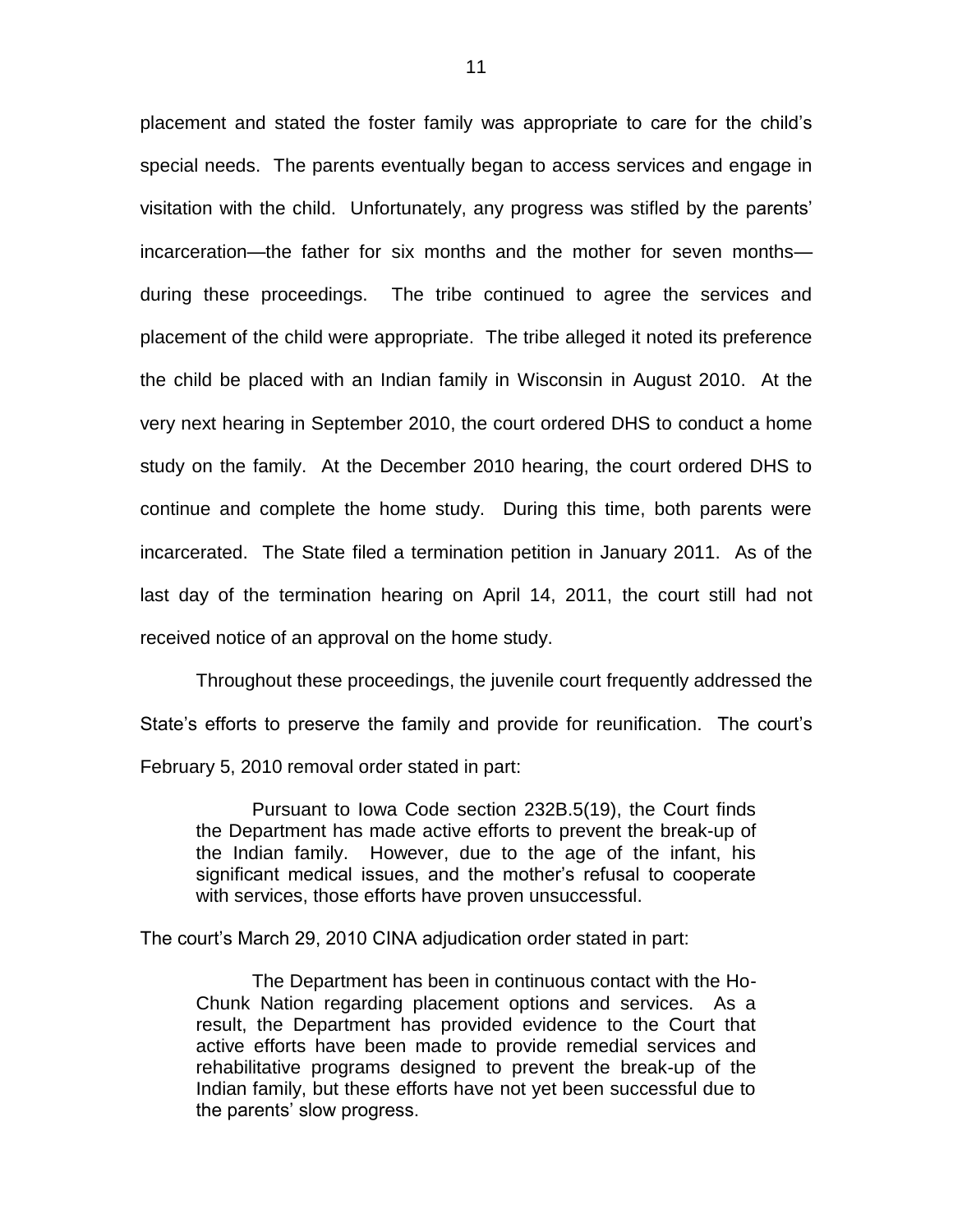placement and stated the foster family was appropriate to care for the child's special needs. The parents eventually began to access services and engage in visitation with the child. Unfortunately, any progress was stifled by the parents' incarceration—the father for six months and the mother for seven months—during these proceedings. The tribe continued to agree the services and placement of the child were appropriate. The tribe alleged it noted its preference the child be placed with an Indian family in Wisconsin in August 2010. At the very next hearing in September 2010, the court ordered DHS to conduct a home study on the family. At the December 2010 hearing, the court ordered DHS to continue and complete the home study. During this time, both parents were incarcerated. The State filed a termination petition in January 2011. As of the last day of the termination hearing on April 14, 2011, the court still had not received notice of an approval on the home study.

Throughout these proceedings, the juvenile court frequently addressed the State's efforts to preserve the family and provide for reunification. The court's February 5, 2010 removal order stated in part:

> Pursuant to Iowa Code section 232B.5(19), the Court finds the Department has made active efforts to prevent the break-up of the Indian family. However, due to the age of the infant, his significant medical issues, and the mother's refusal to cooperate with services, those efforts have proven unsuccessful.

The court's March 29, 2010 CINA adjudication order stated in part:

> The Department has been in continuous contact with the Ho-Chunk Nation regarding placement options and services. As a result, the Department has provided evidence to the Court that active efforts have been made to provide remedial services and rehabilitative programs designed to prevent the break-up of the Indian family, but these efforts have not yet been successful due to the parents' slow progress.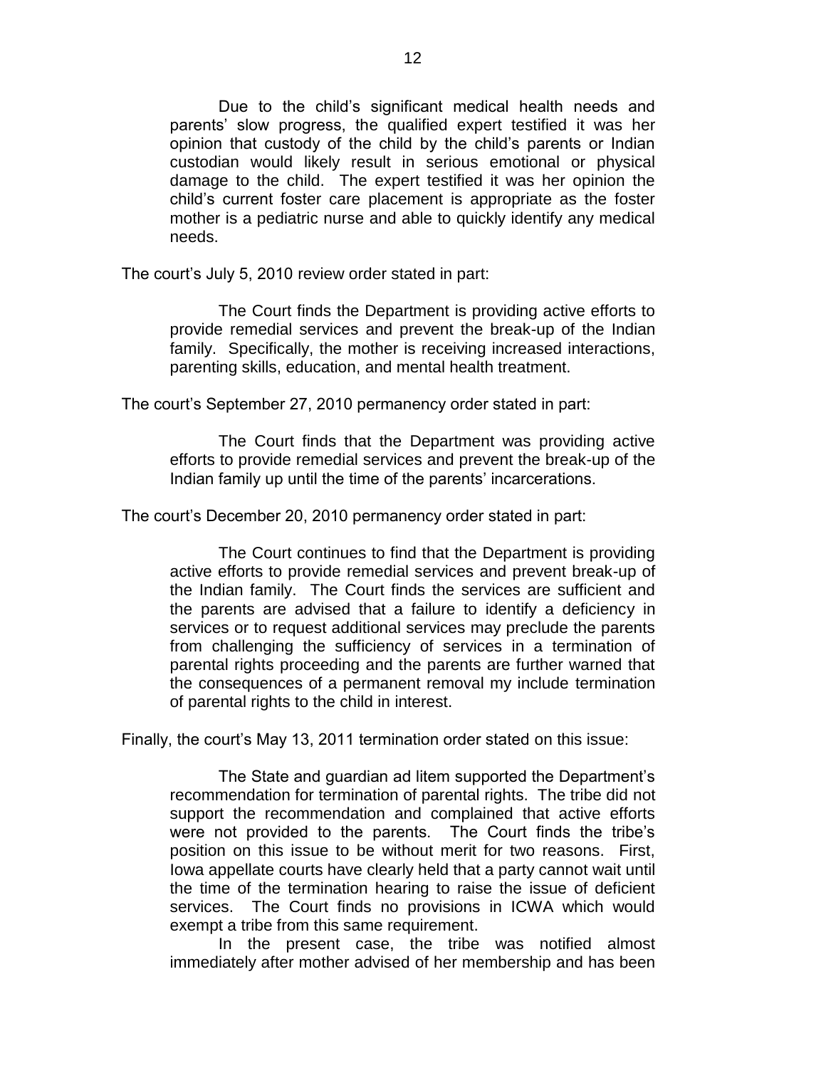> Due to the child's significant medical health needs and parents' slow progress, the qualified expert testified it was her opinion that custody of the child by the child's parents or Indian custodian would likely result in serious emotional or physical damage to the child. The expert testified it was her opinion the child's current foster care placement is appropriate as the foster mother is a pediatric nurse and able to quickly identify any medical needs.

The court's July 5, 2010 review order stated in part:

> The Court finds the Department is providing active efforts to provide remedial services and prevent the break-up of the Indian family. Specifically, the mother is receiving increased interactions, parenting skills, education, and mental health treatment.

The court's September 27, 2010 permanency order stated in part:

> The Court finds that the Department was providing active efforts to provide remedial services and prevent the break-up of the Indian family up until the time of the parents' incarcerations.

The court's December 20, 2010 permanency order stated in part:

> The Court continues to find that the Department is providing active efforts to provide remedial services and prevent break-up of the Indian family. The Court finds the services are sufficient and the parents are advised that a failure to identify a deficiency in services or to request additional services may preclude the parents from challenging the sufficiency of services in a termination of parental rights proceeding and the parents are further warned that the consequences of a permanent removal my include termination of parental rights to the child in interest.

Finally, the court's May 13, 2011 termination order stated on this issue:

> The State and guardian ad litem supported the Department's recommendation for termination of parental rights. The tribe did not support the recommendation and complained that active efforts were not provided to the parents. The Court finds the tribe's position on this issue to be without merit for two reasons. First, Iowa appellate courts have clearly held that a party cannot wait until the time of the termination hearing to raise the issue of deficient services. The Court finds no provisions in ICWA which would exempt a tribe from this same requirement.
>
> In the present case, the tribe was notified almost immediately after mother advised of her membership and has been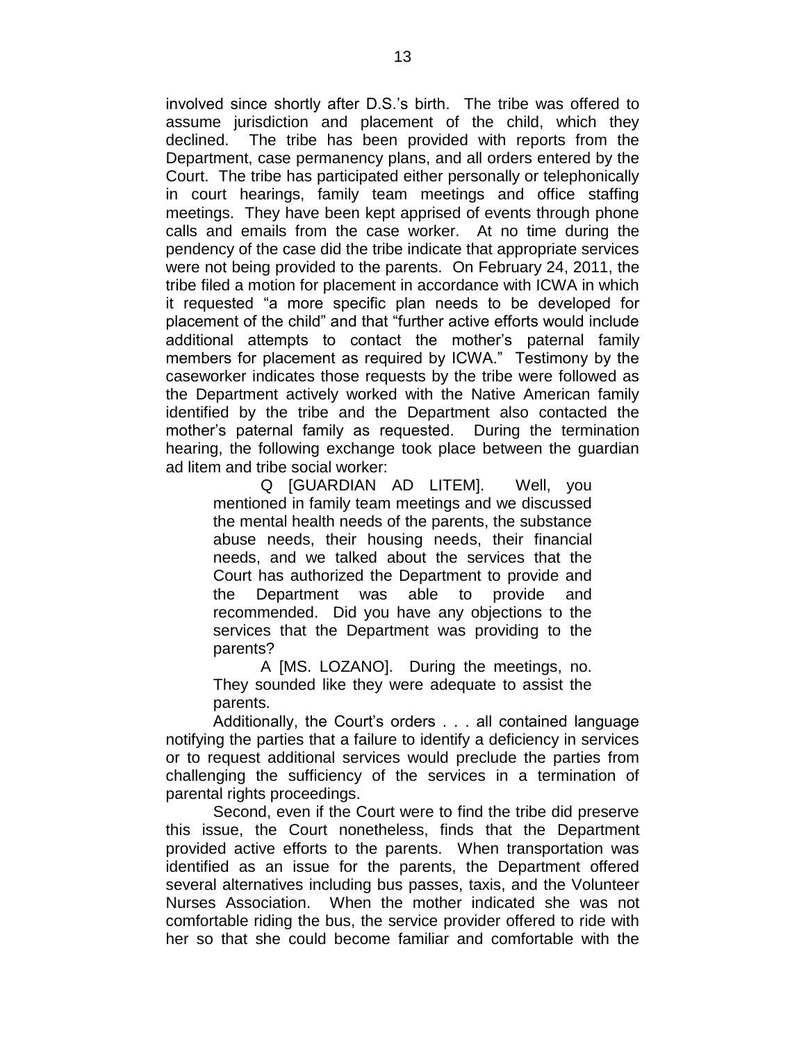involved since shortly after D.S.'s birth. The tribe was offered to assume jurisdiction and placement of the child, which they declined. The tribe has been provided with reports from the Department, case permanency plans, and all orders entered by the Court. The tribe has participated either personally or telephonically in court hearings, family team meetings and office staffing meetings. They have been kept apprised of events through phone calls and emails from the case worker. At no time during the pendency of the case did the tribe indicate that appropriate services were not being provided to the parents. On February 24, 2011, the tribe filed a motion for placement in accordance with ICWA in which it requested "a more specific plan needs to be developed for placement of the child" and that "further active efforts would include additional attempts to contact the mother's paternal family members for placement as required by ICWA." Testimony by the caseworker indicates those requests by the tribe were followed as the Department actively worked with the Native American family identified by the tribe and the Department also contacted the mother's paternal family as requested. During the termination hearing, the following exchange took place between the guardian ad litem and tribe social worker:

> Q [GUARDIAN AD LITEM]. Well, you mentioned in family team meetings and we discussed the mental health needs of the parents, the substance abuse needs, their housing needs, their financial needs, and we talked about the services that the Court has authorized the Department to provide and the Department was able to provide and recommended. Did you have any objections to the services that the Department was providing to the parents?
>
> A [MS. LOZANO]. During the meetings, no. They sounded like they were adequate to assist the parents.

Additionally, the Court's orders . . . all contained language notifying the parties that a failure to identify a deficiency in services or to request additional services would preclude the parties from challenging the sufficiency of the services in a termination of parental rights proceedings.

Second, even if the Court were to find the tribe did preserve this issue, the Court nonetheless, finds that the Department provided active efforts to the parents. When transportation was identified as an issue for the parents, the Department offered several alternatives including bus passes, taxis, and the Volunteer Nurses Association. When the mother indicated she was not comfortable riding the bus, the service provider offered to ride with her so that she could become familiar and comfortable with the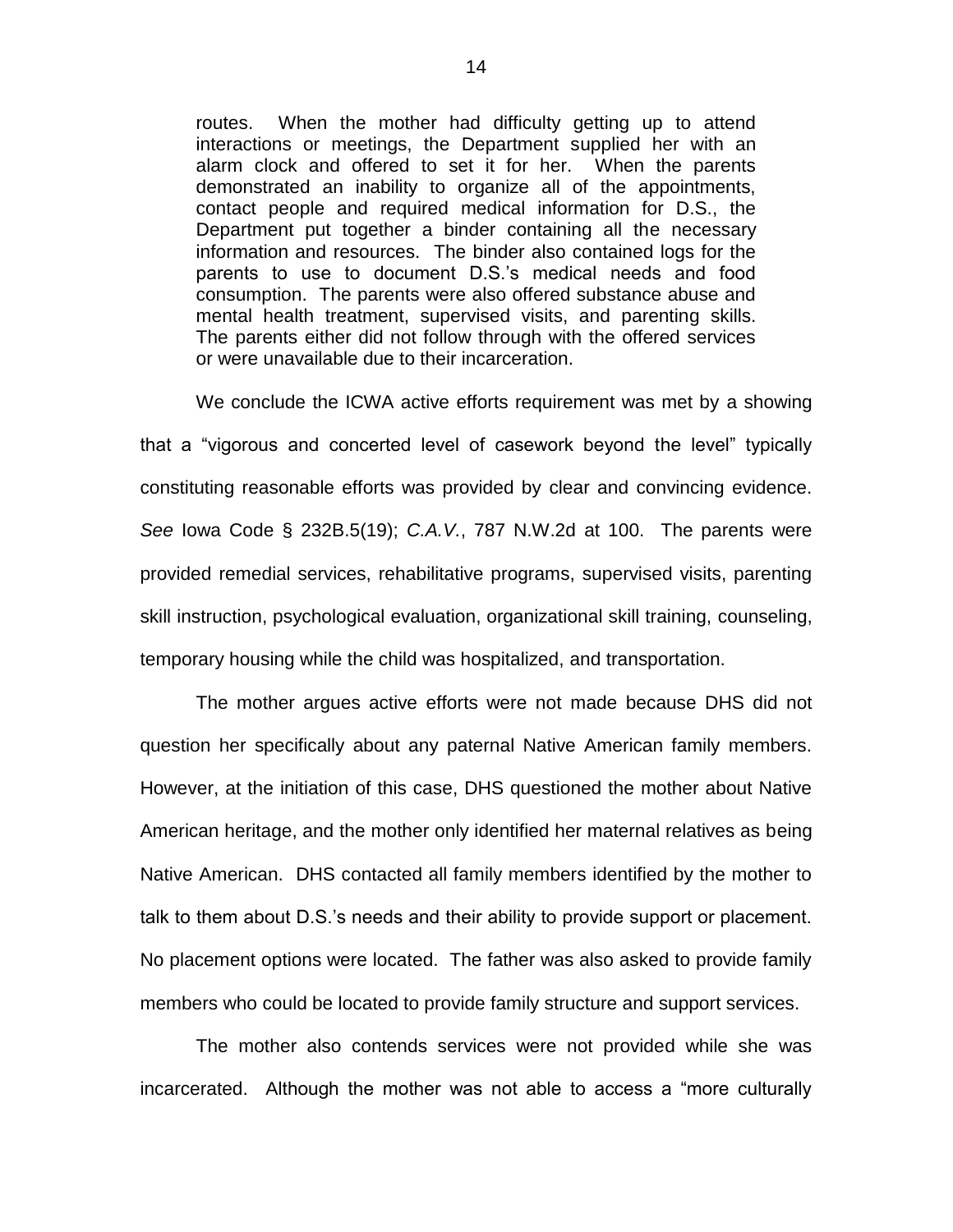> routes. When the mother had difficulty getting up to attend interactions or meetings, the Department supplied her with an alarm clock and offered to set it for her. When the parents demonstrated an inability to organize all of the appointments, contact people and required medical information for D.S., the Department put together a binder containing all the necessary information and resources. The binder also contained logs for the parents to use to document D.S.'s medical needs and food consumption. The parents were also offered substance abuse and mental health treatment, supervised visits, and parenting skills. The parents either did not follow through with the offered services or were unavailable due to their incarceration.

We conclude the ICWA active efforts requirement was met by a showing that a "vigorous and concerted level of casework beyond the level" typically constituting reasonable efforts was provided by clear and convincing evidence. *See* Iowa Code § 232B.5(19); *C.A.V.*, 787 N.W.2d at 100. The parents were provided remedial services, rehabilitative programs, supervised visits, parenting skill instruction, psychological evaluation, organizational skill training, counseling, temporary housing while the child was hospitalized, and transportation.

The mother argues active efforts were not made because DHS did not question her specifically about any paternal Native American family members. However, at the initiation of this case, DHS questioned the mother about Native American heritage, and the mother only identified her maternal relatives as being Native American. DHS contacted all family members identified by the mother to talk to them about D.S.'s needs and their ability to provide support or placement. No placement options were located. The father was also asked to provide family members who could be located to provide family structure and support services.

The mother also contends services were not provided while she was incarcerated. Although the mother was not able to access a "more culturally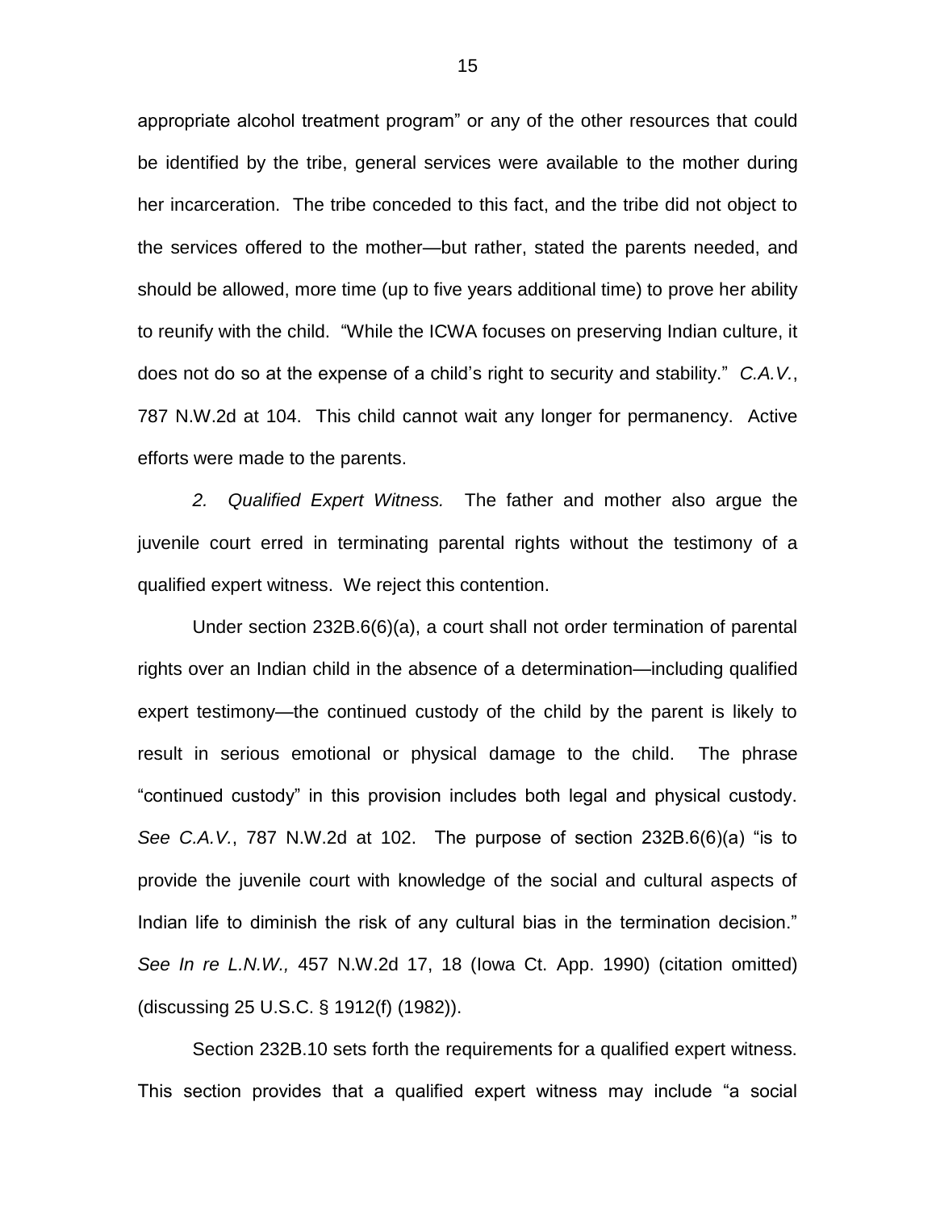appropriate alcohol treatment program" or any of the other resources that could be identified by the tribe, general services were available to the mother during her incarceration. The tribe conceded to this fact, and the tribe did not object to the services offered to the mother—but rather, stated the parents needed, and should be allowed, more time (up to five years additional time) to prove her ability to reunify with the child. "While the ICWA focuses on preserving Indian culture, it does not do so at the expense of a child's right to security and stability." *C.A.V.*, 787 N.W.2d at 104. This child cannot wait any longer for permanency. Active efforts were made to the parents.

*2. Qualified Expert Witness.* The father and mother also argue the juvenile court erred in terminating parental rights without the testimony of a qualified expert witness. We reject this contention.

Under section 232B.6(6)(a), a court shall not order termination of parental rights over an Indian child in the absence of a determination—including qualified expert testimony—the continued custody of the child by the parent is likely to result in serious emotional or physical damage to the child. The phrase "continued custody" in this provision includes both legal and physical custody. *See C.A.V.*, 787 N.W.2d at 102. The purpose of section 232B.6(6)(a) "is to provide the juvenile court with knowledge of the social and cultural aspects of Indian life to diminish the risk of any cultural bias in the termination decision." *See In re L.N.W.,* 457 N.W.2d 17, 18 (Iowa Ct. App. 1990) (citation omitted) (discussing 25 U.S.C. § 1912(f) (1982)).

Section 232B.10 sets forth the requirements for a qualified expert witness. This section provides that a qualified expert witness may include "a social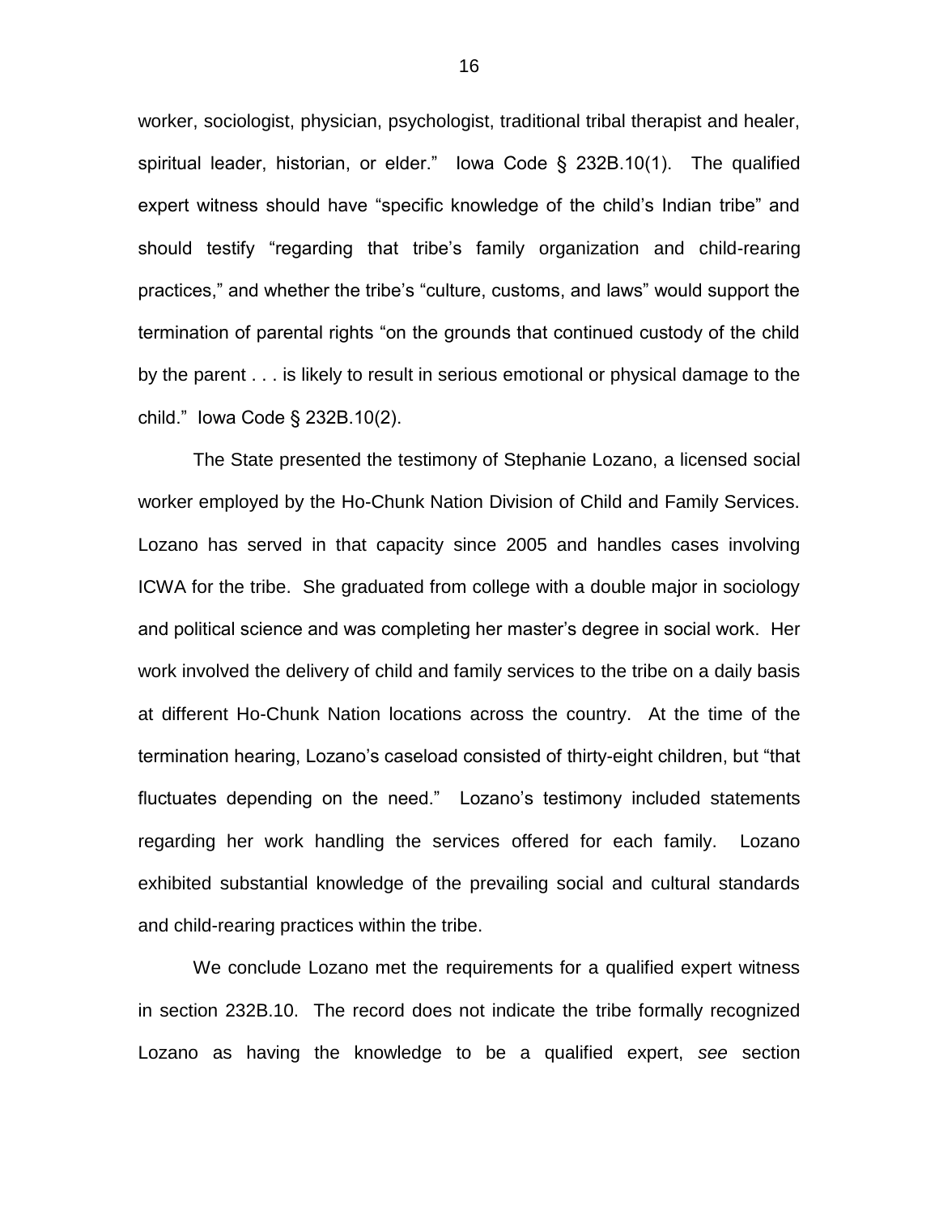worker, sociologist, physician, psychologist, traditional tribal therapist and healer, spiritual leader, historian, or elder." Iowa Code § 232B.10(1). The qualified expert witness should have "specific knowledge of the child's Indian tribe" and should testify "regarding that tribe's family organization and child-rearing practices," and whether the tribe's "culture, customs, and laws" would support the termination of parental rights "on the grounds that continued custody of the child by the parent . . . is likely to result in serious emotional or physical damage to the child." Iowa Code § 232B.10(2).

The State presented the testimony of Stephanie Lozano, a licensed social worker employed by the Ho-Chunk Nation Division of Child and Family Services. Lozano has served in that capacity since 2005 and handles cases involving ICWA for the tribe. She graduated from college with a double major in sociology and political science and was completing her master's degree in social work. Her work involved the delivery of child and family services to the tribe on a daily basis at different Ho-Chunk Nation locations across the country. At the time of the termination hearing, Lozano's caseload consisted of thirty-eight children, but "that fluctuates depending on the need." Lozano's testimony included statements regarding her work handling the services offered for each family. Lozano exhibited substantial knowledge of the prevailing social and cultural standards and child-rearing practices within the tribe.

We conclude Lozano met the requirements for a qualified expert witness in section 232B.10. The record does not indicate the tribe formally recognized Lozano as having the knowledge to be a qualified expert, *see* section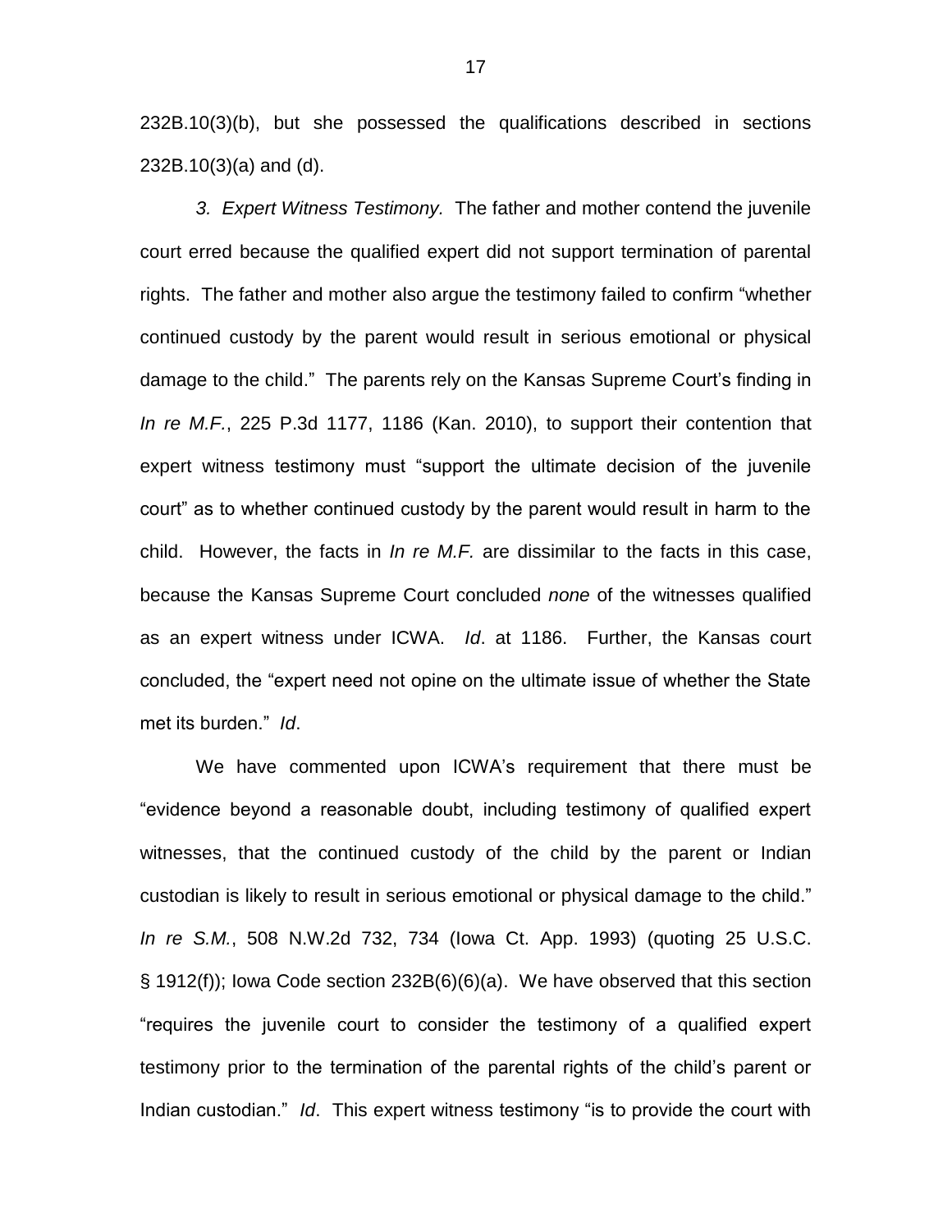232B.10(3)(b), but she possessed the qualifications described in sections 232B.10(3)(a) and (d).

*3. Expert Witness Testimony.* The father and mother contend the juvenile court erred because the qualified expert did not support termination of parental rights. The father and mother also argue the testimony failed to confirm "whether continued custody by the parent would result in serious emotional or physical damage to the child." The parents rely on the Kansas Supreme Court's finding in *In re M.F.*, 225 P.3d 1177, 1186 (Kan. 2010), to support their contention that expert witness testimony must "support the ultimate decision of the juvenile court" as to whether continued custody by the parent would result in harm to the child. However, the facts in *In re M.F.* are dissimilar to the facts in this case, because the Kansas Supreme Court concluded *none* of the witnesses qualified as an expert witness under ICWA. *Id*. at 1186. Further, the Kansas court concluded, the "expert need not opine on the ultimate issue of whether the State met its burden." *Id*.

We have commented upon ICWA's requirement that there must be "evidence beyond a reasonable doubt, including testimony of qualified expert witnesses, that the continued custody of the child by the parent or Indian custodian is likely to result in serious emotional or physical damage to the child." *In re S.M.*, 508 N.W.2d 732, 734 (Iowa Ct. App. 1993) (quoting 25 U.S.C. § 1912(f)); Iowa Code section 232B(6)(6)(a). We have observed that this section "requires the juvenile court to consider the testimony of a qualified expert testimony prior to the termination of the parental rights of the child's parent or Indian custodian." *Id*. This expert witness testimony "is to provide the court with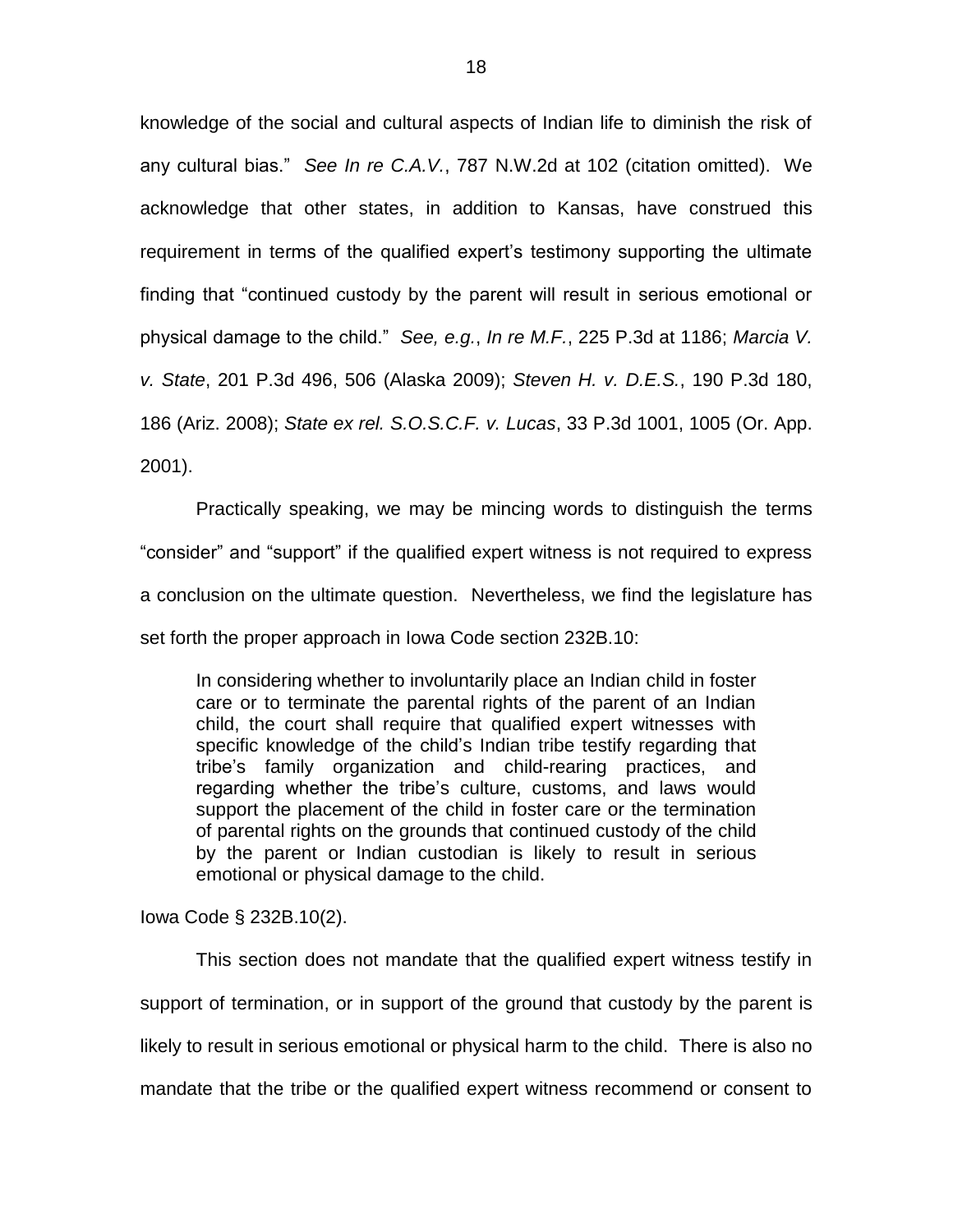knowledge of the social and cultural aspects of Indian life to diminish the risk of any cultural bias." *See In re C.A.V.*, 787 N.W.2d at 102 (citation omitted). We acknowledge that other states, in addition to Kansas, have construed this requirement in terms of the qualified expert's testimony supporting the ultimate finding that "continued custody by the parent will result in serious emotional or physical damage to the child." *See, e.g.*, *In re M.F.*, 225 P.3d at 1186; *Marcia V. v. State*, 201 P.3d 496, 506 (Alaska 2009); *Steven H. v. D.E.S.*, 190 P.3d 180, 186 (Ariz. 2008); *State ex rel. S.O.S.C.F. v. Lucas*, 33 P.3d 1001, 1005 (Or. App. 2001).

Practically speaking, we may be mincing words to distinguish the terms "consider" and "support" if the qualified expert witness is not required to express a conclusion on the ultimate question. Nevertheless, we find the legislature has set forth the proper approach in Iowa Code section 232B.10:

> In considering whether to involuntarily place an Indian child in foster care or to terminate the parental rights of the parent of an Indian child, the court shall require that qualified expert witnesses with specific knowledge of the child's Indian tribe testify regarding that tribe's family organization and child-rearing practices, and regarding whether the tribe's culture, customs, and laws would support the placement of the child in foster care or the termination of parental rights on the grounds that continued custody of the child by the parent or Indian custodian is likely to result in serious emotional or physical damage to the child.

Iowa Code § 232B.10(2).

This section does not mandate that the qualified expert witness testify in support of termination, or in support of the ground that custody by the parent is likely to result in serious emotional or physical harm to the child. There is also no mandate that the tribe or the qualified expert witness recommend or consent to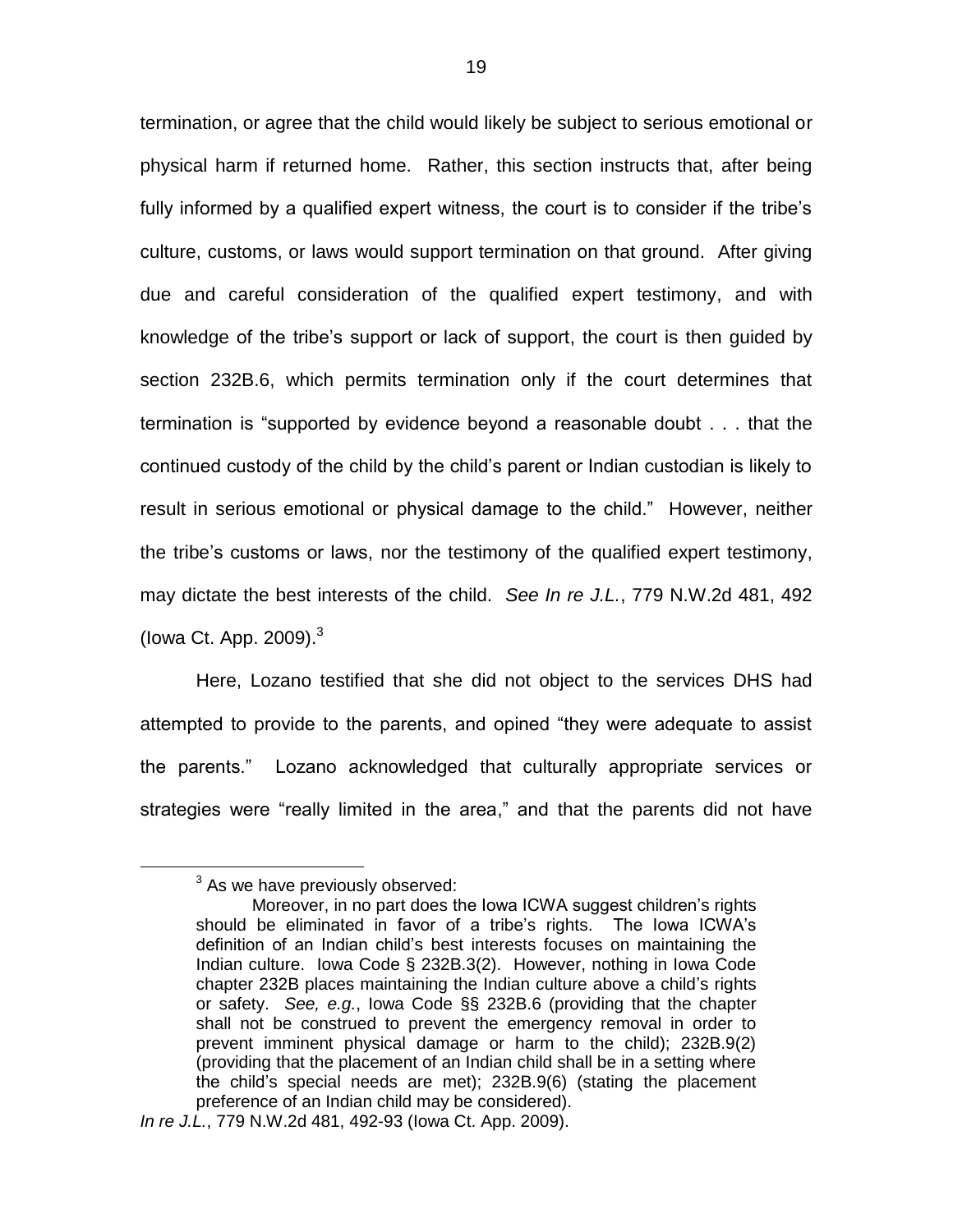termination, or agree that the child would likely be subject to serious emotional or physical harm if returned home. Rather, this section instructs that, after being fully informed by a qualified expert witness, the court is to consider if the tribe's culture, customs, or laws would support termination on that ground. After giving due and careful consideration of the qualified expert testimony, and with knowledge of the tribe's support or lack of support, the court is then guided by section 232B.6, which permits termination only if the court determines that termination is "supported by evidence beyond a reasonable doubt . . . that the continued custody of the child by the child's parent or Indian custodian is likely to result in serious emotional or physical damage to the child." However, neither the tribe's customs or laws, nor the testimony of the qualified expert testimony, may dictate the best interests of the child. *See In re J.L.*, 779 N.W.2d 481, 492 (Iowa Ct. App. 2009).[3]

Here, Lozano testified that she did not object to the services DHS had attempted to provide to the parents, and opined "they were adequate to assist the parents." Lozano acknowledged that culturally appropriate services or strategies were "really limited in the area," and that the parents did not have

---

[3] As we have previously observed:

> Moreover, in no part does the Iowa ICWA suggest children's rights should be eliminated in favor of a tribe's rights. The Iowa ICWA's definition of an Indian child's best interests focuses on maintaining the Indian culture. Iowa Code § 232B.3(2). However, nothing in Iowa Code chapter 232B places maintaining the Indian culture above a child's rights or safety. *See, e.g.*, Iowa Code §§ 232B.6 (providing that the chapter shall not be construed to prevent the emergency removal in order to prevent imminent physical damage or harm to the child); 232B.9(2) (providing that the placement of an Indian child shall be in a setting where the child's special needs are met); 232B.9(6) (stating the placement preference of an Indian child may be considered).

*In re J.L.*, 779 N.W.2d 481, 492-93 (Iowa Ct. App. 2009).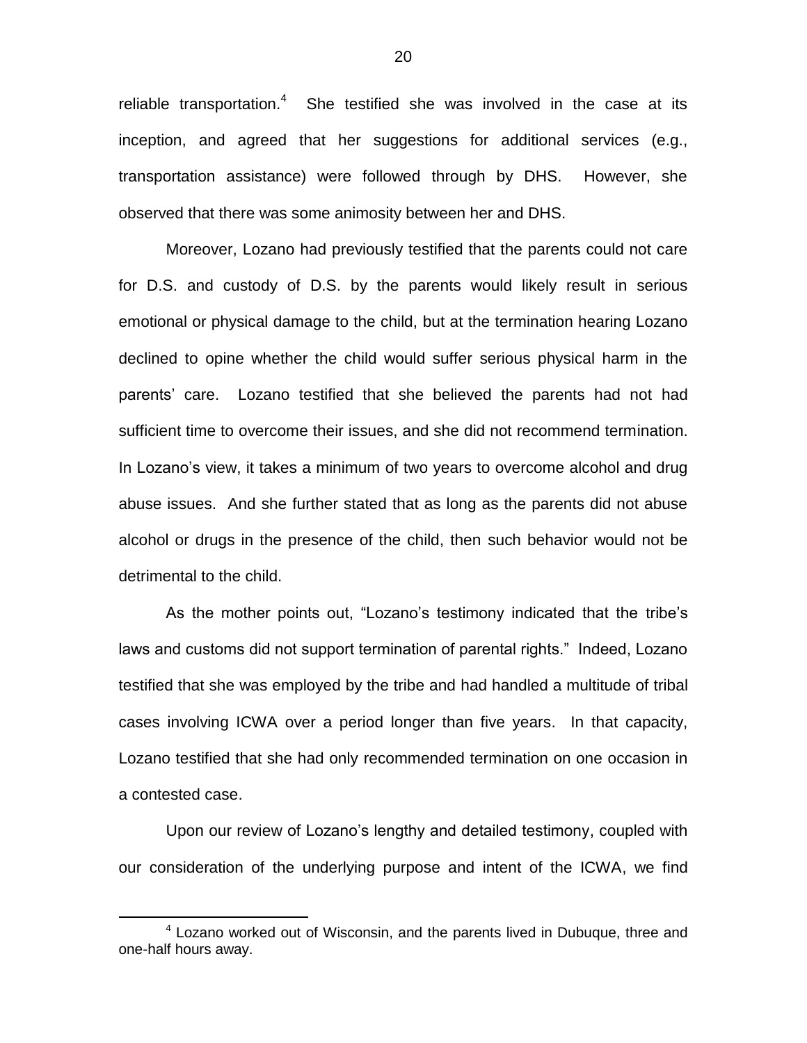reliable transportation.[4] She testified she was involved in the case at its inception, and agreed that her suggestions for additional services (e.g., transportation assistance) were followed through by DHS. However, she observed that there was some animosity between her and DHS.

Moreover, Lozano had previously testified that the parents could not care for D.S. and custody of D.S. by the parents would likely result in serious emotional or physical damage to the child, but at the termination hearing Lozano declined to opine whether the child would suffer serious physical harm in the parents' care. Lozano testified that she believed the parents had not had sufficient time to overcome their issues, and she did not recommend termination. In Lozano's view, it takes a minimum of two years to overcome alcohol and drug abuse issues. And she further stated that as long as the parents did not abuse alcohol or drugs in the presence of the child, then such behavior would not be detrimental to the child.

As the mother points out, "Lozano's testimony indicated that the tribe's laws and customs did not support termination of parental rights." Indeed, Lozano testified that she was employed by the tribe and had handled a multitude of tribal cases involving ICWA over a period longer than five years. In that capacity, Lozano testified that she had only recommended termination on one occasion in a contested case.

Upon our review of Lozano's lengthy and detailed testimony, coupled with our consideration of the underlying purpose and intent of the ICWA, we find

[4] Lozano worked out of Wisconsin, and the parents lived in Dubuque, three and one-half hours away.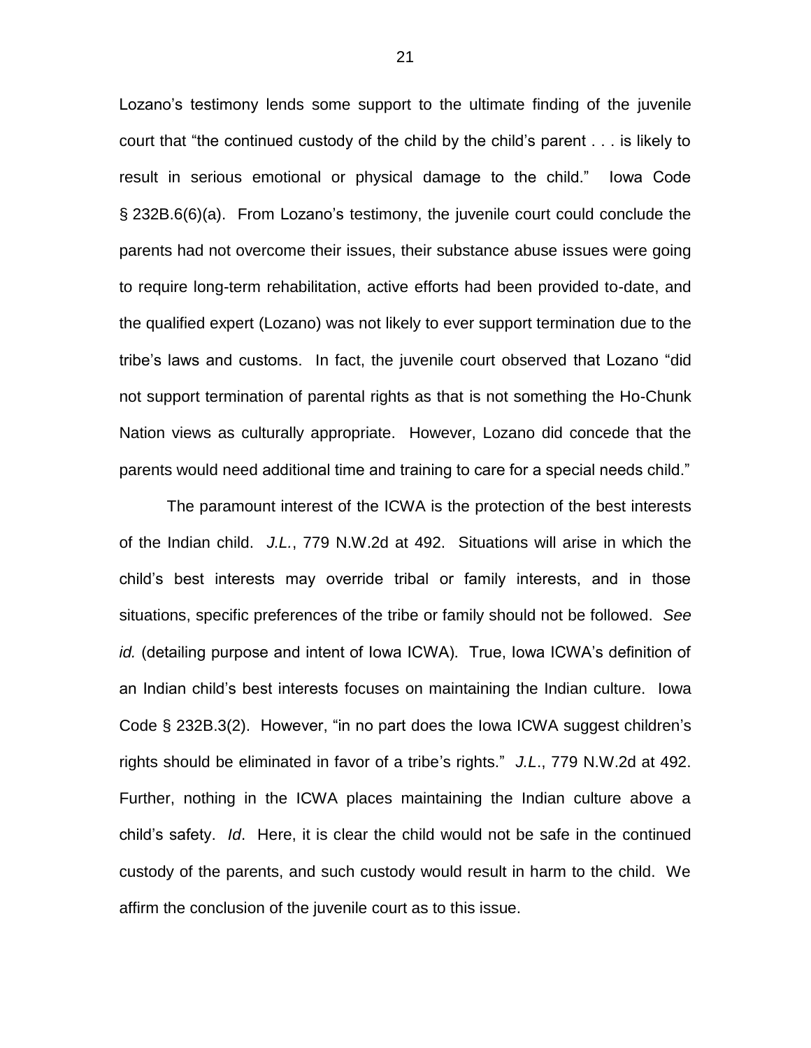Lozano's testimony lends some support to the ultimate finding of the juvenile court that "the continued custody of the child by the child's parent . . . is likely to result in serious emotional or physical damage to the child." Iowa Code § 232B.6(6)(a). From Lozano's testimony, the juvenile court could conclude the parents had not overcome their issues, their substance abuse issues were going to require long-term rehabilitation, active efforts had been provided to-date, and the qualified expert (Lozano) was not likely to ever support termination due to the tribe's laws and customs. In fact, the juvenile court observed that Lozano "did not support termination of parental rights as that is not something the Ho-Chunk Nation views as culturally appropriate. However, Lozano did concede that the parents would need additional time and training to care for a special needs child."

The paramount interest of the ICWA is the protection of the best interests of the Indian child. *J.L.*, 779 N.W.2d at 492. Situations will arise in which the child's best interests may override tribal or family interests, and in those situations, specific preferences of the tribe or family should not be followed. *See id.* (detailing purpose and intent of Iowa ICWA). True, Iowa ICWA's definition of an Indian child's best interests focuses on maintaining the Indian culture. Iowa Code § 232B.3(2). However, "in no part does the Iowa ICWA suggest children's rights should be eliminated in favor of a tribe's rights." *J.L.*, 779 N.W.2d at 492. Further, nothing in the ICWA places maintaining the Indian culture above a child's safety. *Id*. Here, it is clear the child would not be safe in the continued custody of the parents, and such custody would result in harm to the child. We affirm the conclusion of the juvenile court as to this issue.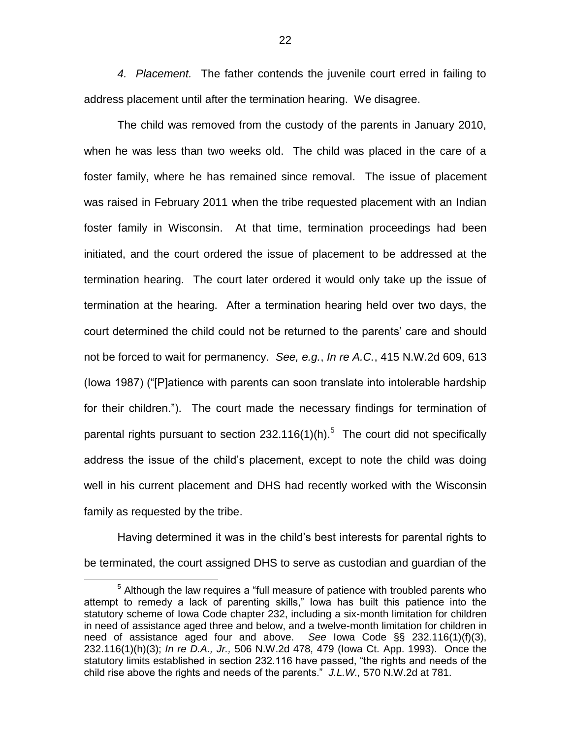*4. Placement.* The father contends the juvenile court erred in failing to address placement until after the termination hearing. We disagree.

The child was removed from the custody of the parents in January 2010, when he was less than two weeks old. The child was placed in the care of a foster family, where he has remained since removal. The issue of placement was raised in February 2011 when the tribe requested placement with an Indian foster family in Wisconsin. At that time, termination proceedings had been initiated, and the court ordered the issue of placement to be addressed at the termination hearing. The court later ordered it would only take up the issue of termination at the hearing. After a termination hearing held over two days, the court determined the child could not be returned to the parents' care and should not be forced to wait for permanency. *See, e.g.*, *In re A.C.*, 415 N.W.2d 609, 613 (Iowa 1987) ("[P]atience with parents can soon translate into intolerable hardship for their children."). The court made the necessary findings for termination of parental rights pursuant to section 232.116(1)(h).[5] The court did not specifically address the issue of the child's placement, except to note the child was doing well in his current placement and DHS had recently worked with the Wisconsin family as requested by the tribe.

Having determined it was in the child's best interests for parental rights to be terminated, the court assigned DHS to serve as custodian and guardian of the

[5] Although the law requires a "full measure of patience with troubled parents who attempt to remedy a lack of parenting skills," Iowa has built this patience into the statutory scheme of Iowa Code chapter 232, including a six-month limitation for children in need of assistance aged three and below, and a twelve-month limitation for children in need of assistance aged four and above. *See* Iowa Code §§ 232.116(1)(f)(3), 232.116(1)(h)(3); *In re D.A., Jr.,* 506 N.W.2d 478, 479 (Iowa Ct. App. 1993). Once the statutory limits established in section 232.116 have passed, "the rights and needs of the child rise above the rights and needs of the parents." *J.L.W.,* 570 N.W.2d at 781.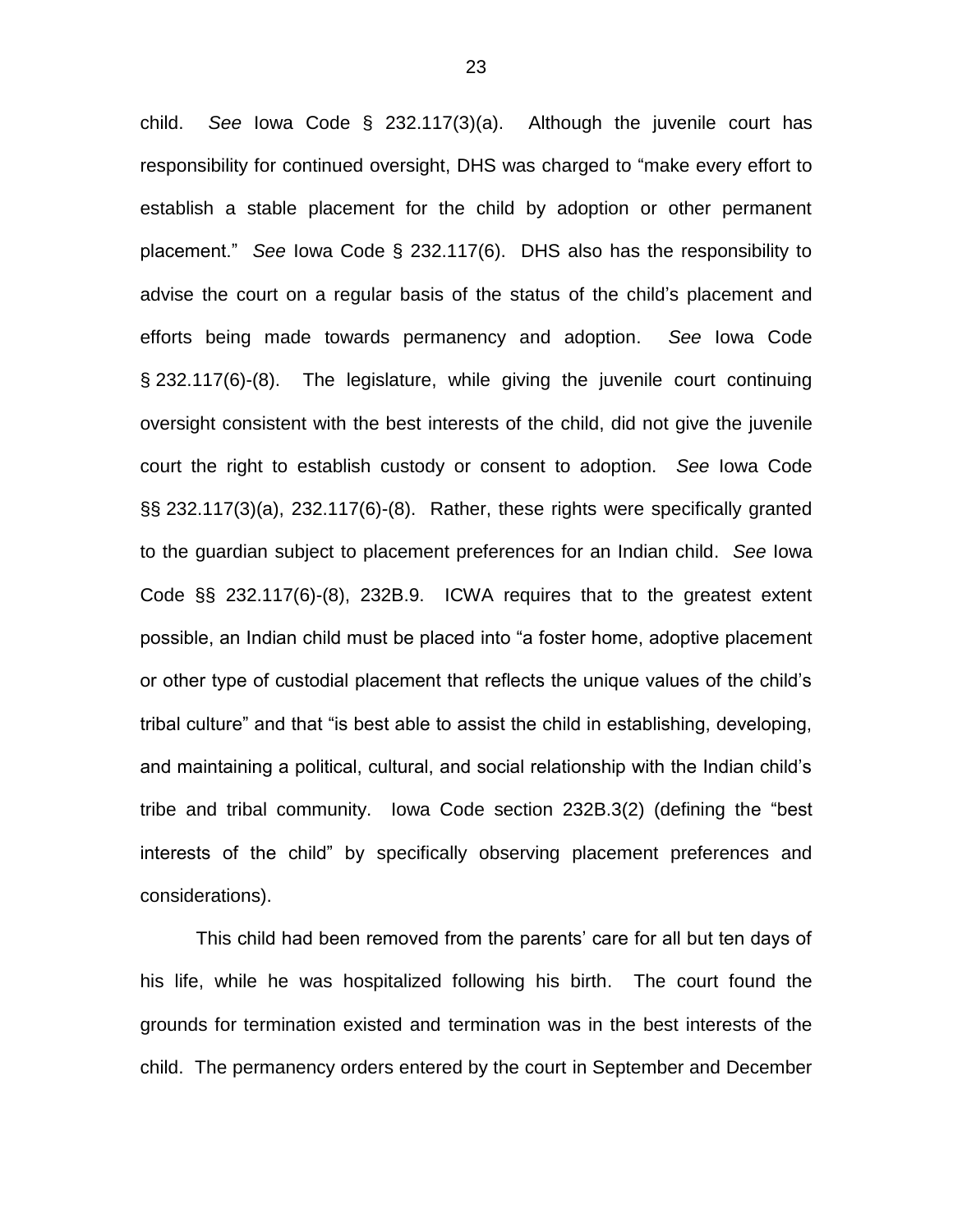child. *See* Iowa Code § 232.117(3)(a). Although the juvenile court has responsibility for continued oversight, DHS was charged to "make every effort to establish a stable placement for the child by adoption or other permanent placement." *See* Iowa Code § 232.117(6). DHS also has the responsibility to advise the court on a regular basis of the status of the child's placement and efforts being made towards permanency and adoption. *See* Iowa Code § 232.117(6)-(8). The legislature, while giving the juvenile court continuing oversight consistent with the best interests of the child, did not give the juvenile court the right to establish custody or consent to adoption. *See* Iowa Code §§ 232.117(3)(a), 232.117(6)-(8). Rather, these rights were specifically granted to the guardian subject to placement preferences for an Indian child. *See* Iowa Code §§ 232.117(6)-(8), 232B.9. ICWA requires that to the greatest extent possible, an Indian child must be placed into "a foster home, adoptive placement or other type of custodial placement that reflects the unique values of the child's tribal culture" and that "is best able to assist the child in establishing, developing, and maintaining a political, cultural, and social relationship with the Indian child's tribe and tribal community. Iowa Code section 232B.3(2) (defining the "best interests of the child" by specifically observing placement preferences and considerations).

This child had been removed from the parents' care for all but ten days of his life, while he was hospitalized following his birth. The court found the grounds for termination existed and termination was in the best interests of the child. The permanency orders entered by the court in September and December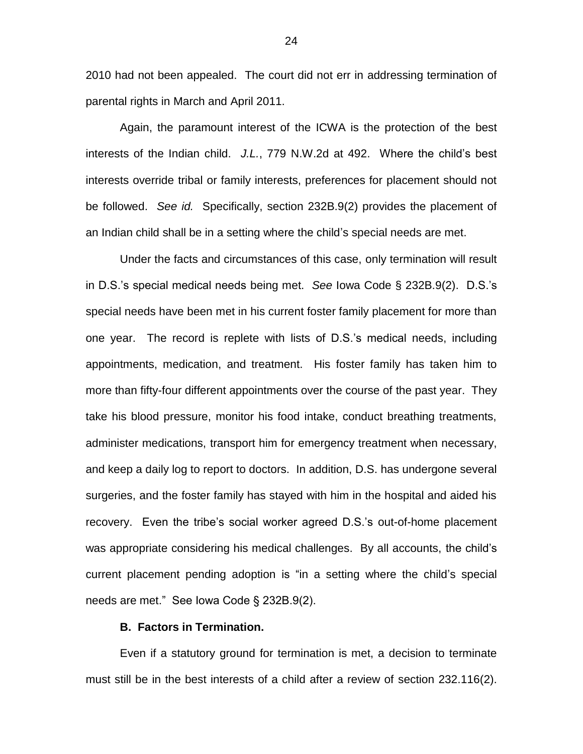2010 had not been appealed. The court did not err in addressing termination of parental rights in March and April 2011.

Again, the paramount interest of the ICWA is the protection of the best interests of the Indian child. *J.L.*, 779 N.W.2d at 492. Where the child's best interests override tribal or family interests, preferences for placement should not be followed. *See id.* Specifically, section 232B.9(2) provides the placement of an Indian child shall be in a setting where the child's special needs are met.

Under the facts and circumstances of this case, only termination will result in D.S.'s special medical needs being met. *See* Iowa Code § 232B.9(2). D.S.'s special needs have been met in his current foster family placement for more than one year. The record is replete with lists of D.S.'s medical needs, including appointments, medication, and treatment. His foster family has taken him to more than fifty-four different appointments over the course of the past year. They take his blood pressure, monitor his food intake, conduct breathing treatments, administer medications, transport him for emergency treatment when necessary, and keep a daily log to report to doctors. In addition, D.S. has undergone several surgeries, and the foster family has stayed with him in the hospital and aided his recovery. Even the tribe's social worker agreed D.S.'s out-of-home placement was appropriate considering his medical challenges. By all accounts, the child's current placement pending adoption is "in a setting where the child's special needs are met." See Iowa Code § 232B.9(2).

**B. Factors in Termination.**

Even if a statutory ground for termination is met, a decision to terminate must still be in the best interests of a child after a review of section 232.116(2).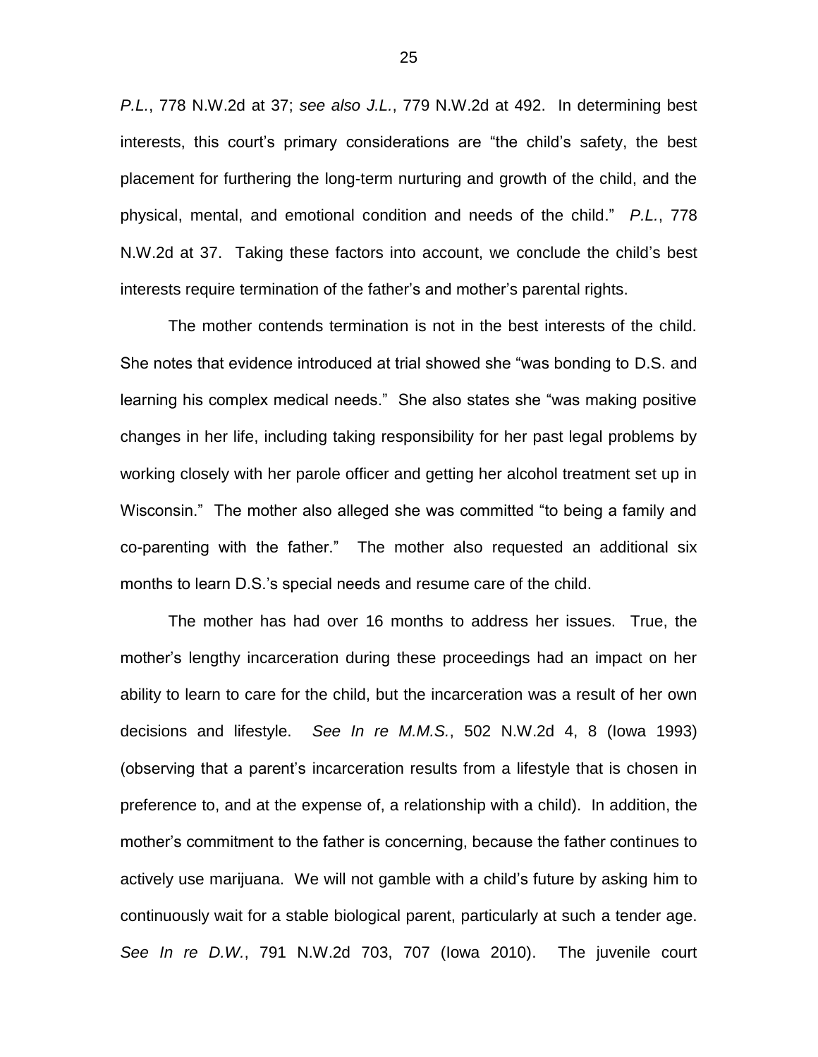*P.L.*, 778 N.W.2d at 37; *see also J.L.*, 779 N.W.2d at 492. In determining best interests, this court's primary considerations are "the child's safety, the best placement for furthering the long-term nurturing and growth of the child, and the physical, mental, and emotional condition and needs of the child." *P.L.*, 778 N.W.2d at 37. Taking these factors into account, we conclude the child's best interests require termination of the father's and mother's parental rights.

The mother contends termination is not in the best interests of the child. She notes that evidence introduced at trial showed she "was bonding to D.S. and learning his complex medical needs." She also states she "was making positive changes in her life, including taking responsibility for her past legal problems by working closely with her parole officer and getting her alcohol treatment set up in Wisconsin." The mother also alleged she was committed "to being a family and co-parenting with the father." The mother also requested an additional six months to learn D.S.'s special needs and resume care of the child.

The mother has had over 16 months to address her issues. True, the mother's lengthy incarceration during these proceedings had an impact on her ability to learn to care for the child, but the incarceration was a result of her own decisions and lifestyle. *See In re M.M.S.*, 502 N.W.2d 4, 8 (Iowa 1993) (observing that a parent's incarceration results from a lifestyle that is chosen in preference to, and at the expense of, a relationship with a child). In addition, the mother's commitment to the father is concerning, because the father continues to actively use marijuana. We will not gamble with a child's future by asking him to continuously wait for a stable biological parent, particularly at such a tender age. *See In re D.W.*, 791 N.W.2d 703, 707 (Iowa 2010). The juvenile court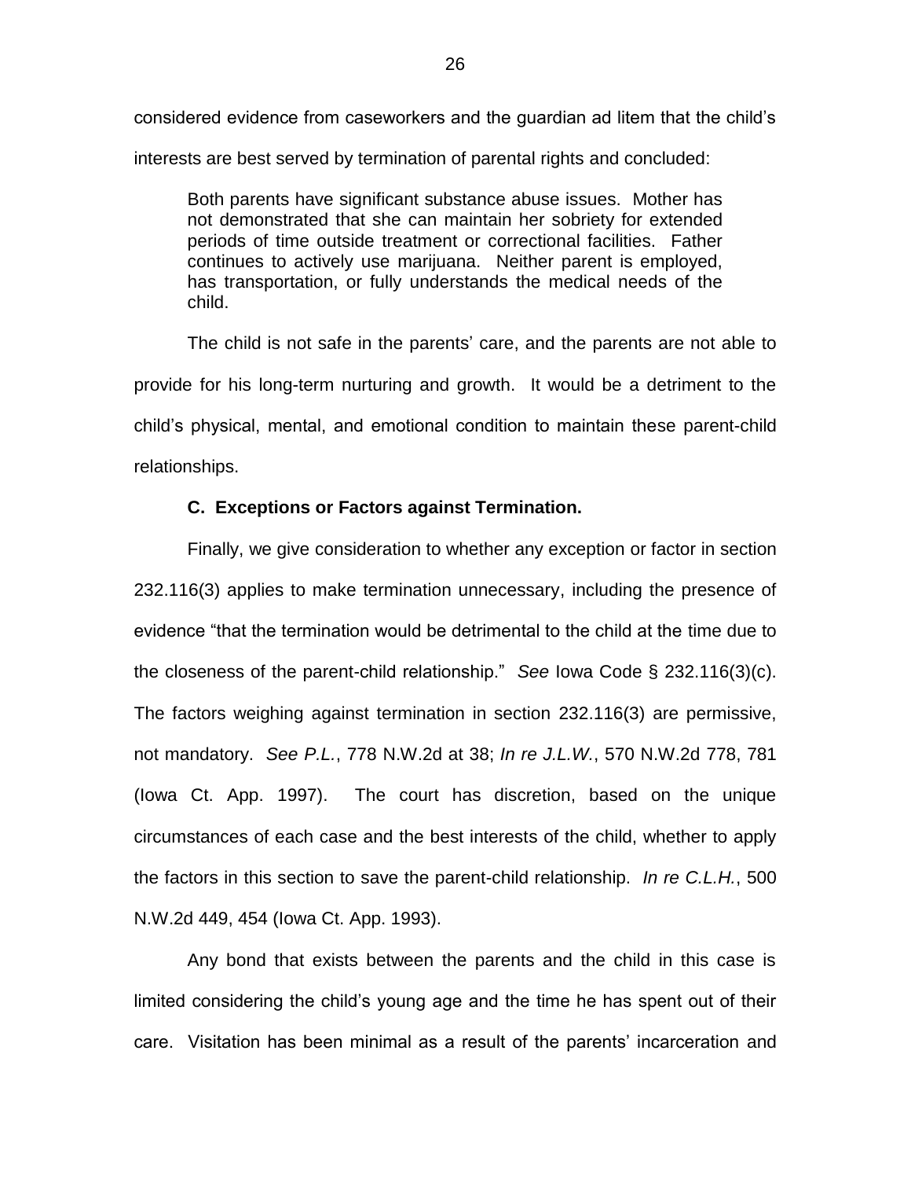considered evidence from caseworkers and the guardian ad litem that the child's interests are best served by termination of parental rights and concluded:

> Both parents have significant substance abuse issues. Mother has not demonstrated that she can maintain her sobriety for extended periods of time outside treatment or correctional facilities. Father continues to actively use marijuana. Neither parent is employed, has transportation, or fully understands the medical needs of the child.

The child is not safe in the parents' care, and the parents are not able to provide for his long-term nurturing and growth. It would be a detriment to the child's physical, mental, and emotional condition to maintain these parent-child relationships.

**C. Exceptions or Factors against Termination.**

Finally, we give consideration to whether any exception or factor in section 232.116(3) applies to make termination unnecessary, including the presence of evidence "that the termination would be detrimental to the child at the time due to the closeness of the parent-child relationship." *See* Iowa Code § 232.116(3)(c). The factors weighing against termination in section 232.116(3) are permissive, not mandatory. *See P.L.*, 778 N.W.2d at 38; *In re J.L.W.*, 570 N.W.2d 778, 781 (Iowa Ct. App. 1997). The court has discretion, based on the unique circumstances of each case and the best interests of the child, whether to apply the factors in this section to save the parent-child relationship. *In re C.L.H.*, 500 N.W.2d 449, 454 (Iowa Ct. App. 1993).

Any bond that exists between the parents and the child in this case is limited considering the child's young age and the time he has spent out of their care. Visitation has been minimal as a result of the parents' incarceration and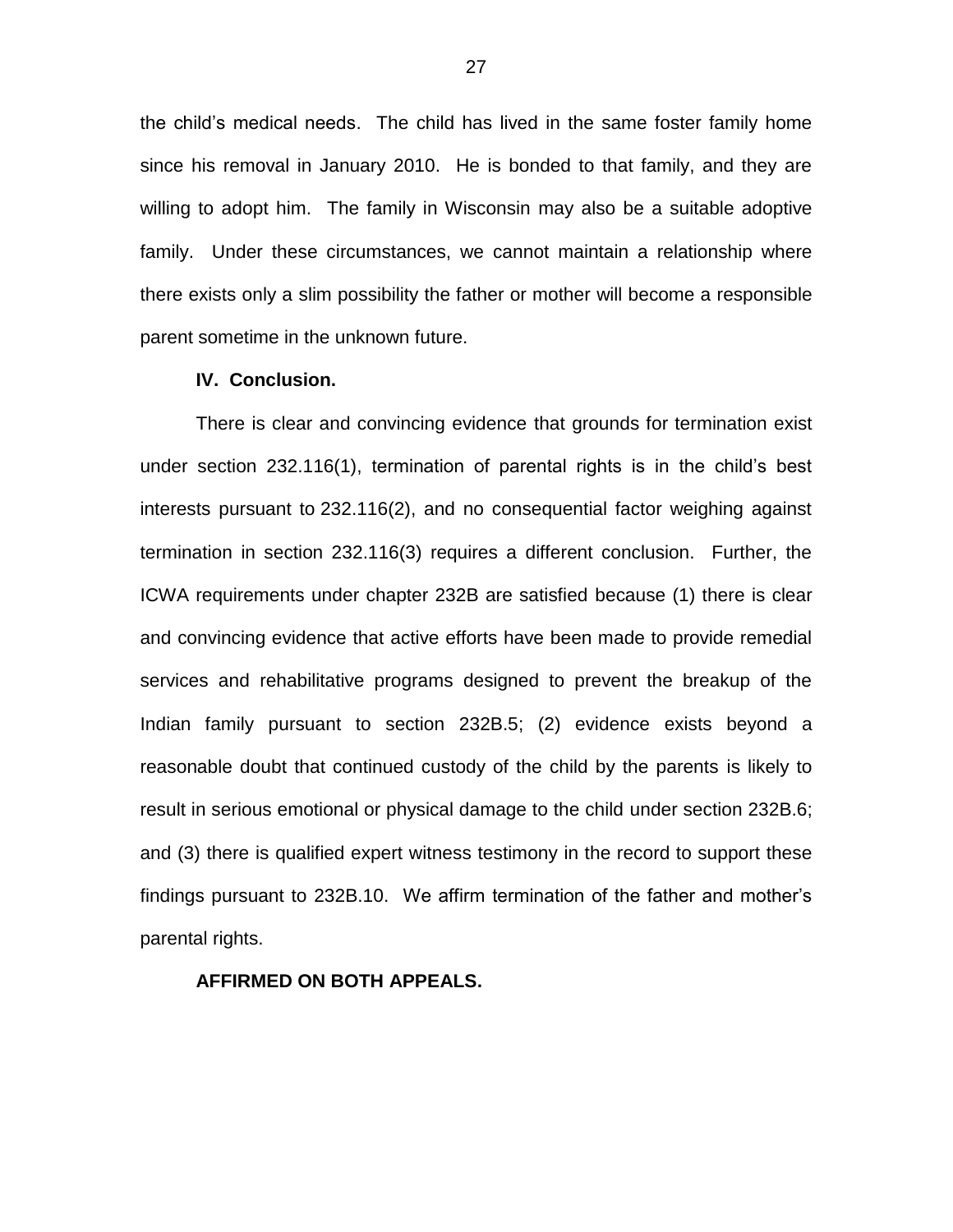the child's medical needs. The child has lived in the same foster family home since his removal in January 2010. He is bonded to that family, and they are willing to adopt him. The family in Wisconsin may also be a suitable adoptive family. Under these circumstances, we cannot maintain a relationship where there exists only a slim possibility the father or mother will become a responsible parent sometime in the unknown future.

**IV. Conclusion.**

There is clear and convincing evidence that grounds for termination exist under section 232.116(1), termination of parental rights is in the child's best interests pursuant to 232.116(2), and no consequential factor weighing against termination in section 232.116(3) requires a different conclusion. Further, the ICWA requirements under chapter 232B are satisfied because (1) there is clear and convincing evidence that active efforts have been made to provide remedial services and rehabilitative programs designed to prevent the breakup of the Indian family pursuant to section 232B.5; (2) evidence exists beyond a reasonable doubt that continued custody of the child by the parents is likely to result in serious emotional or physical damage to the child under section 232B.6; and (3) there is qualified expert witness testimony in the record to support these findings pursuant to 232B.10. We affirm termination of the father and mother's parental rights.

**AFFIRMED ON BOTH APPEALS.**